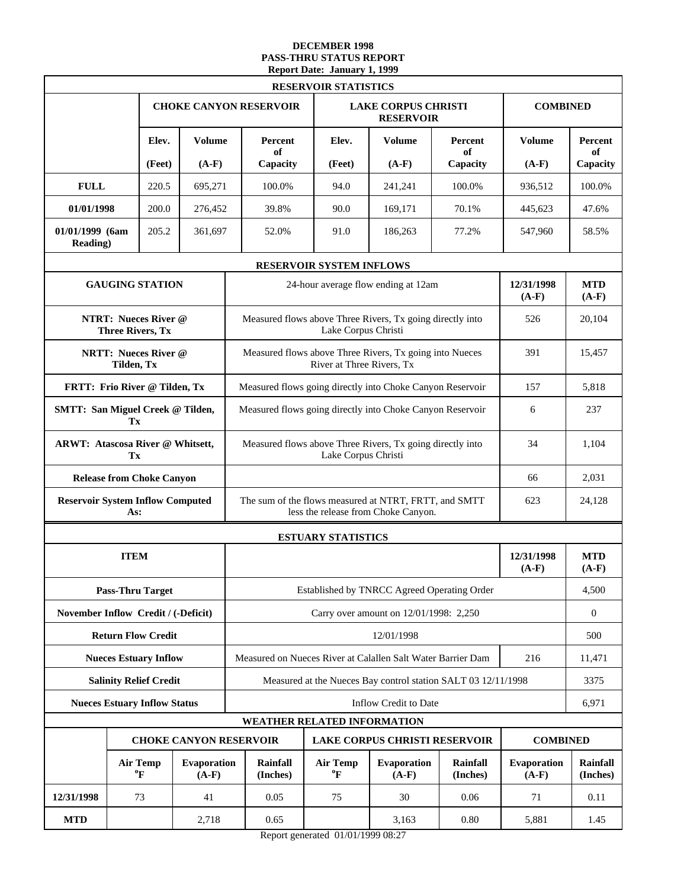# DECEMBER 1998
## PASS-THRU STATUS REPORT
### Report Date: January 1, 1999

**RESERVOIR STATISTICS**

| | CHOKE CANYON RESERVOIR | | | LAKE CORPUS CHRISTI RESERVOIR | | | COMBINED | |
|---|---|---|---|---|---|---|---|---|
| | Elev. (Feet) | Volume (A-F) | Percent of Capacity | Elev. (Feet) | Volume (A-F) | Percent of Capacity | Volume (A-F) | Percent of Capacity |
| **FULL** | 220.5 | 695,271 | 100.0% | 94.0 | 241,241 | 100.0% | 936,512 | 100.0% |
| **01/01/1998** | 200.0 | 276,452 | 39.8% | 90.0 | 169,171 | 70.1% | 445,623 | 47.6% |
| **01/01/1999 (6am Reading)** | 205.2 | 361,697 | 52.0% | 91.0 | 186,263 | 77.2% | 547,960 | 58.5% |

**RESERVOIR SYSTEM INFLOWS**

| GAUGING STATION | 24-hour average flow ending at 12am | 12/31/1998 (A-F) | MTD (A-F) |
|---|---|---|---|
| **NTRT: Nueces River @ Three Rivers, Tx** | Measured flows above Three Rivers, Tx going directly into Lake Corpus Christi | 526 | 20,104 |
| **NRTT: Nueces River @ Tilden, Tx** | Measured flows above Three Rivers, Tx going into Nueces River at Three Rivers, Tx | 391 | 15,457 |
| **FRTT: Frio River @ Tilden, Tx** | Measured flows going directly into Choke Canyon Reservoir | 157 | 5,818 |
| **SMTT: San Miguel Creek @ Tilden, Tx** | Measured flows going directly into Choke Canyon Reservoir | 6 | 237 |
| **ARWT: Atascosa River @ Whitsett, Tx** | Measured flows above Three Rivers, Tx going directly into Lake Corpus Christi | 34 | 1,104 |
| **Release from Choke Canyon** | | 66 | 2,031 |
| **Reservoir System Inflow Computed As:** | The sum of the flows measured at NTRT, FRTT, and SMTT less the release from Choke Canyon. | 623 | 24,128 |

**ESTUARY STATISTICS**

| ITEM | | 12/31/1998 (A-F) | MTD (A-F) |
|---|---|---|---|
| **Pass-Thru Target** | Established by TNRCC Agreed Operating Order | | 4,500 |
| **November Inflow Credit / (-Deficit)** | Carry over amount on 12/01/1998: 2,250 | | 0 |
| **Return Flow Credit** | 12/01/1998 | | 500 |
| **Nueces Estuary Inflow** | Measured on Nueces River at Calallen Salt Water Barrier Dam | 216 | 11,471 |
| **Salinity Relief Credit** | Measured at the Nueces Bay control station SALT 03 12/11/1998 | | 3375 |
| **Nueces Estuary Inflow Status** | Inflow Credit to Date | | 6,971 |

**WEATHER RELATED INFORMATION**

| | CHOKE CANYON RESERVOIR | | | LAKE CORPUS CHRISTI RESERVOIR | | | COMBINED | |
|---|---|---|---|---|---|---|---|---|
| | Air Temp °F | Evaporation (A-F) | Rainfall (Inches) | Air Temp °F | Evaporation (A-F) | Rainfall (Inches) | Evaporation (A-F) | Rainfall (Inches) |
| **12/31/1998** | 73 | 41 | 0.05 | 75 | 30 | 0.06 | 71 | 0.11 |
| **MTD** | | 2,718 | 0.65 | | 3,163 | 0.80 | 5,881 | 1.45 |

Report generated 01/01/1999 08:27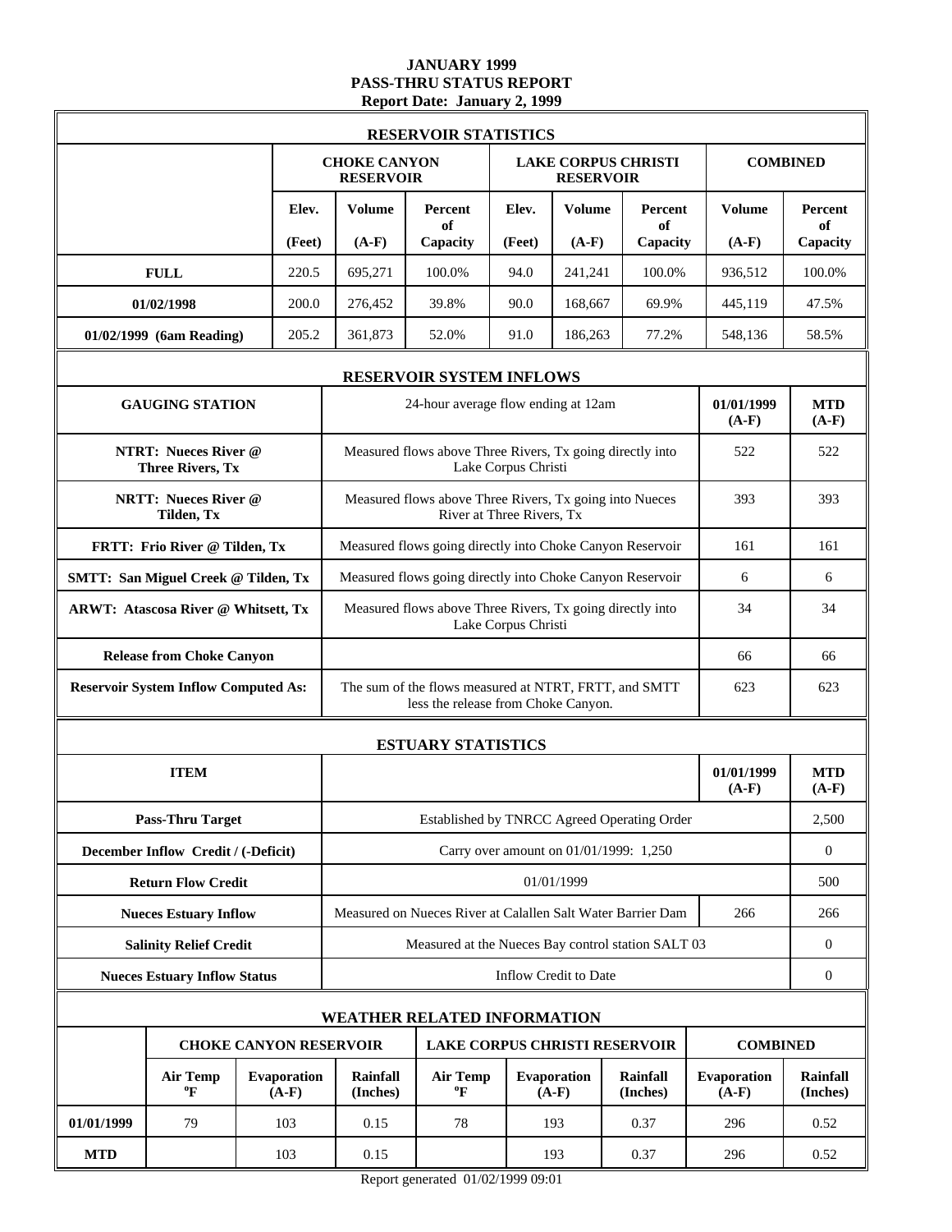# JANUARY 1999
## PASS-THRU STATUS REPORT
**Report Date: January 2, 1999**

### RESERVOIR STATISTICS

| | CHOKE CANYON RESERVOIR | | | LAKE CORPUS CHRISTI RESERVOIR | | | COMBINED | |
|---|---|---|---|---|---|---|---|---|
| | Elev. (Feet) | Volume (A-F) | Percent of Capacity | Elev. (Feet) | Volume (A-F) | Percent of Capacity | Volume (A-F) | Percent of Capacity |
| **FULL** | 220.5 | 695,271 | 100.0% | 94.0 | 241,241 | 100.0% | 936,512 | 100.0% |
| **01/02/1998** | 200.0 | 276,452 | 39.8% | 90.0 | 168,667 | 69.9% | 445,119 | 47.5% |
| **01/02/1999 (6am Reading)** | 205.2 | 361,873 | 52.0% | 91.0 | 186,263 | 77.2% | 548,136 | 58.5% |

### RESERVOIR SYSTEM INFLOWS

| GAUGING STATION | 24-hour average flow ending at 12am | 01/01/1999 (A-F) | MTD (A-F) |
|---|---|---|---|
| **NTRT: Nueces River @ Three Rivers, Tx** | Measured flows above Three Rivers, Tx going directly into Lake Corpus Christi | 522 | 522 |
| **NRTT: Nueces River @ Tilden, Tx** | Measured flows above Three Rivers, Tx going into Nueces River at Three Rivers, Tx | 393 | 393 |
| **FRTT: Frio River @ Tilden, Tx** | Measured flows going directly into Choke Canyon Reservoir | 161 | 161 |
| **SMTT: San Miguel Creek @ Tilden, Tx** | Measured flows going directly into Choke Canyon Reservoir | 6 | 6 |
| **ARWT: Atascosa River @ Whitsett, Tx** | Measured flows above Three Rivers, Tx going directly into Lake Corpus Christi | 34 | 34 |
| **Release from Choke Canyon** | | 66 | 66 |
| **Reservoir System Inflow Computed As:** | The sum of the flows measured at NTRT, FRTT, and SMTT less the release from Choke Canyon. | 623 | 623 |

### ESTUARY STATISTICS

| ITEM | | 01/01/1999 (A-F) | MTD (A-F) |
|---|---|---|---|
| **Pass-Thru Target** | Established by TNRCC Agreed Operating Order | | 2,500 |
| **December Inflow Credit / (-Deficit)** | Carry over amount on 01/01/1999: 1,250 | | 0 |
| **Return Flow Credit** | 01/01/1999 | | 500 |
| **Nueces Estuary Inflow** | Measured on Nueces River at Calallen Salt Water Barrier Dam | 266 | 266 |
| **Salinity Relief Credit** | Measured at the Nueces Bay control station SALT 03 | | 0 |
| **Nueces Estuary Inflow Status** | Inflow Credit to Date | | 0 |

### WEATHER RELATED INFORMATION

| | CHOKE CANYON RESERVOIR | | | LAKE CORPUS CHRISTI RESERVOIR | | | COMBINED | |
|---|---|---|---|---|---|---|---|---|
| | Air Temp °F | Evaporation (A-F) | Rainfall (Inches) | Air Temp °F | Evaporation (A-F) | Rainfall (Inches) | Evaporation (A-F) | Rainfall (Inches) |
| **01/01/1999** | 79 | 103 | 0.15 | 78 | 193 | 0.37 | 296 | 0.52 |
| **MTD** | | 103 | 0.15 | | 193 | 0.37 | 296 | 0.52 |

Report generated 01/02/1999 09:01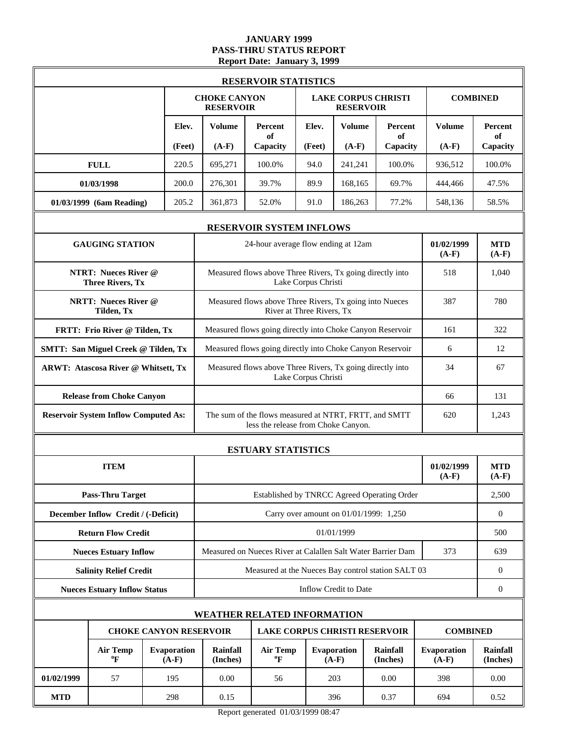# JANUARY 1999
## PASS-THRU STATUS REPORT
### Report Date: January 3, 1999

## RESERVOIR STATISTICS

| | CHOKE CANYON RESERVOIR | | | LAKE CORPUS CHRISTI RESERVOIR | | | COMBINED | |
|---|---|---|---|---|---|---|---|---|
| | Elev. (Feet) | Volume (A-F) | Percent of Capacity | Elev. (Feet) | Volume (A-F) | Percent of Capacity | Volume (A-F) | Percent of Capacity |
| **FULL** | 220.5 | 695,271 | 100.0% | 94.0 | 241,241 | 100.0% | 936,512 | 100.0% |
| **01/03/1998** | 200.0 | 276,301 | 39.7% | 89.9 | 168,165 | 69.7% | 444,466 | 47.5% |
| **01/03/1999 (6am Reading)** | 205.2 | 361,873 | 52.0% | 91.0 | 186,263 | 77.2% | 548,136 | 58.5% |

## RESERVOIR SYSTEM INFLOWS

| GAUGING STATION | 24-hour average flow ending at 12am | 01/02/1999 (A-F) | MTD (A-F) |
|---|---|---|---|
| **NTRT: Nueces River @ Three Rivers, Tx** | Measured flows above Three Rivers, Tx going directly into Lake Corpus Christi | 518 | 1,040 |
| **NRTT: Nueces River @ Tilden, Tx** | Measured flows above Three Rivers, Tx going into Nueces River at Three Rivers, Tx | 387 | 780 |
| **FRTT: Frio River @ Tilden, Tx** | Measured flows going directly into Choke Canyon Reservoir | 161 | 322 |
| **SMTT: San Miguel Creek @ Tilden, Tx** | Measured flows going directly into Choke Canyon Reservoir | 6 | 12 |
| **ARWT: Atascosa River @ Whitsett, Tx** | Measured flows above Three Rivers, Tx going directly into Lake Corpus Christi | 34 | 67 |
| **Release from Choke Canyon** | | 66 | 131 |
| **Reservoir System Inflow Computed As:** | The sum of the flows measured at NTRT, FRTT, and SMTT less the release from Choke Canyon. | 620 | 1,243 |

## ESTUARY STATISTICS

| ITEM | | 01/02/1999 (A-F) | MTD (A-F) |
|---|---|---|---|
| **Pass-Thru Target** | Established by TNRCC Agreed Operating Order | | 2,500 |
| **December Inflow Credit / (-Deficit)** | Carry over amount on 01/01/1999: 1,250 | | 0 |
| **Return Flow Credit** | 01/01/1999 | | 500 |
| **Nueces Estuary Inflow** | Measured on Nueces River at Calallen Salt Water Barrier Dam | 373 | 639 |
| **Salinity Relief Credit** | Measured at the Nueces Bay control station SALT 03 | | 0 |
| **Nueces Estuary Inflow Status** | Inflow Credit to Date | | 0 |

## WEATHER RELATED INFORMATION

| | CHOKE CANYON RESERVOIR | | | LAKE CORPUS CHRISTI RESERVOIR | | | COMBINED | |
|---|---|---|---|---|---|---|---|---|
| | Air Temp °F | Evaporation (A-F) | Rainfall (Inches) | Air Temp °F | Evaporation (A-F) | Rainfall (Inches) | Evaporation (A-F) | Rainfall (Inches) |
| **01/02/1999** | 57 | 195 | 0.00 | 56 | 203 | 0.00 | 398 | 0.00 |
| **MTD** | | 298 | 0.15 | | 396 | 0.37 | 694 | 0.52 |

Report generated 01/03/1999 08:47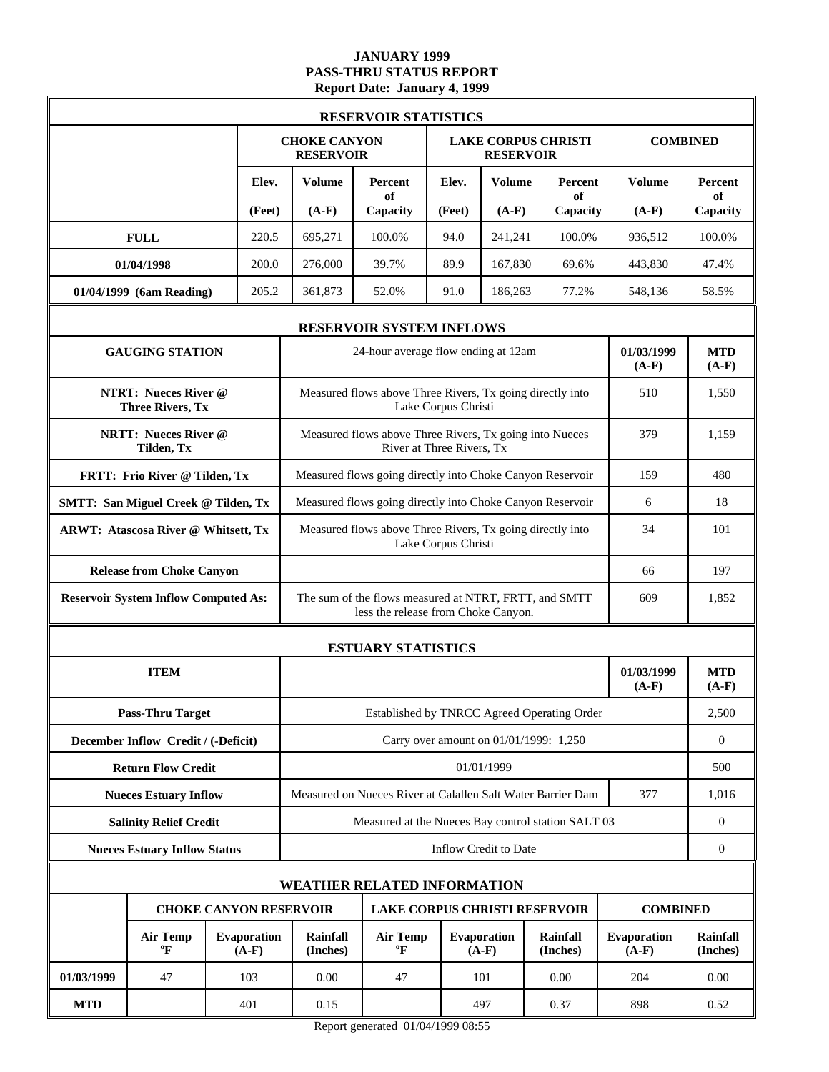# JANUARY 1999
## PASS-THRU STATUS REPORT
### Report Date: January 4, 1999

## RESERVOIR STATISTICS

| | CHOKE CANYON RESERVOIR | | | LAKE CORPUS CHRISTI RESERVOIR | | | COMBINED | |
|---|---|---|---|---|---|---|---|---|
| | Elev. (Feet) | Volume (A-F) | Percent of Capacity | Elev. (Feet) | Volume (A-F) | Percent of Capacity | Volume (A-F) | Percent of Capacity |
| **FULL** | 220.5 | 695,271 | 100.0% | 94.0 | 241,241 | 100.0% | 936,512 | 100.0% |
| **01/04/1998** | 200.0 | 276,000 | 39.7% | 89.9 | 167,830 | 69.6% | 443,830 | 47.4% |
| **01/04/1999 (6am Reading)** | 205.2 | 361,873 | 52.0% | 91.0 | 186,263 | 77.2% | 548,136 | 58.5% |

## RESERVOIR SYSTEM INFLOWS

| GAUGING STATION | 24-hour average flow ending at 12am | 01/03/1999 (A-F) | MTD (A-F) |
|---|---|---|---|
| **NTRT: Nueces River @ Three Rivers, Tx** | Measured flows above Three Rivers, Tx going directly into Lake Corpus Christi | 510 | 1,550 |
| **NRTT: Nueces River @ Tilden, Tx** | Measured flows above Three Rivers, Tx going into Nueces River at Three Rivers, Tx | 379 | 1,159 |
| **FRTT: Frio River @ Tilden, Tx** | Measured flows going directly into Choke Canyon Reservoir | 159 | 480 |
| **SMTT: San Miguel Creek @ Tilden, Tx** | Measured flows going directly into Choke Canyon Reservoir | 6 | 18 |
| **ARWT: Atascosa River @ Whitsett, Tx** | Measured flows above Three Rivers, Tx going directly into Lake Corpus Christi | 34 | 101 |
| **Release from Choke Canyon** | | 66 | 197 |
| **Reservoir System Inflow Computed As:** | The sum of the flows measured at NTRT, FRTT, and SMTT less the release from Choke Canyon. | 609 | 1,852 |

## ESTUARY STATISTICS

| ITEM | | 01/03/1999 (A-F) | MTD (A-F) |
|---|---|---|---|
| **Pass-Thru Target** | Established by TNRCC Agreed Operating Order | | 2,500 |
| **December Inflow Credit / (-Deficit)** | Carry over amount on 01/01/1999: 1,250 | | 0 |
| **Return Flow Credit** | 01/01/1999 | | 500 |
| **Nueces Estuary Inflow** | Measured on Nueces River at Calallen Salt Water Barrier Dam | 377 | 1,016 |
| **Salinity Relief Credit** | Measured at the Nueces Bay control station SALT 03 | | 0 |
| **Nueces Estuary Inflow Status** | Inflow Credit to Date | | 0 |

## WEATHER RELATED INFORMATION

| | CHOKE CANYON RESERVOIR | | | LAKE CORPUS CHRISTI RESERVOIR | | | COMBINED | |
|---|---|---|---|---|---|---|---|---|
| | Air Temp ºF | Evaporation (A-F) | Rainfall (Inches) | Air Temp ºF | Evaporation (A-F) | Rainfall (Inches) | Evaporation (A-F) | Rainfall (Inches) |
| **01/03/1999** | 47 | 103 | 0.00 | 47 | 101 | 0.00 | 204 | 0.00 |
| **MTD** | | 401 | 0.15 | | 497 | 0.37 | 898 | 0.52 |

Report generated 01/04/1999 08:55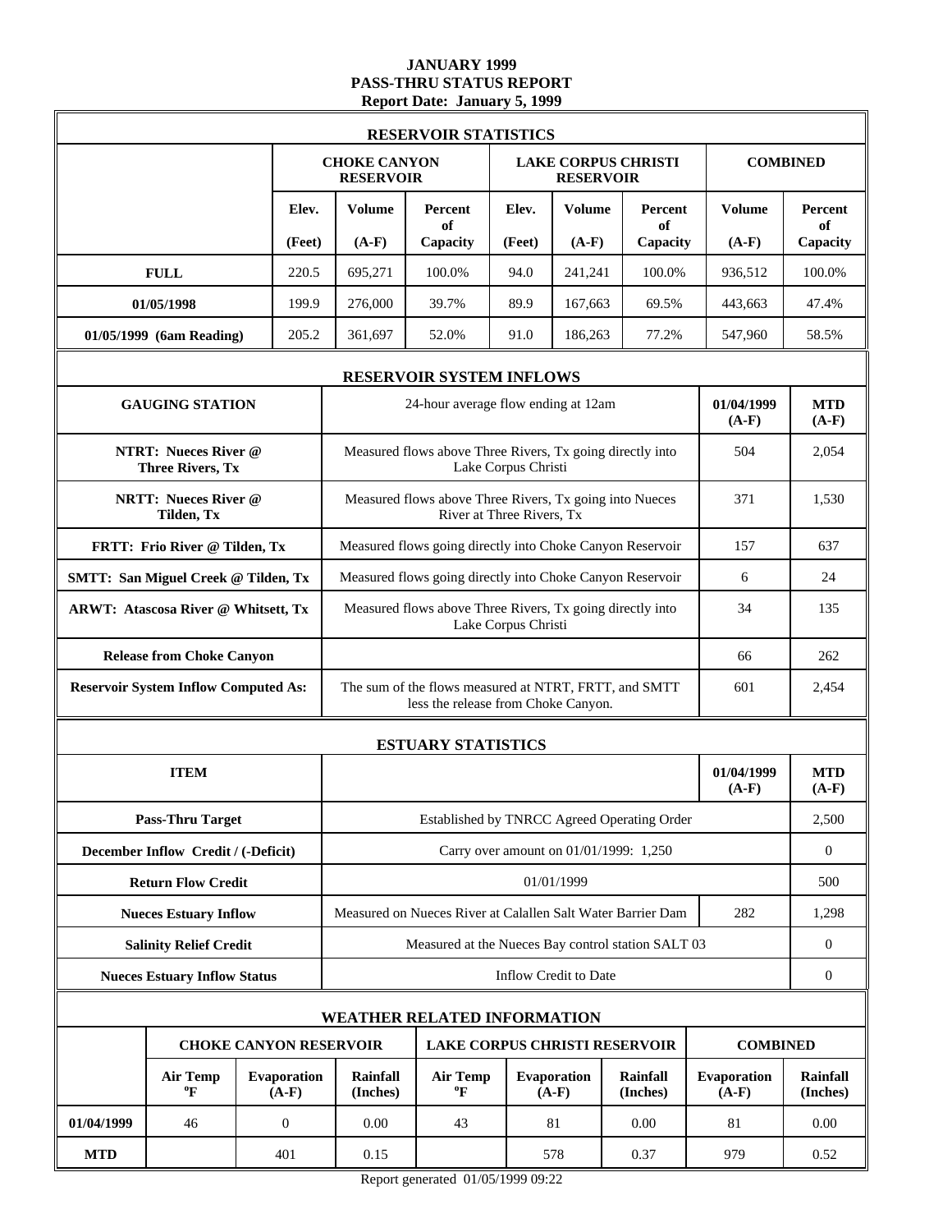# JANUARY 1999
## PASS-THRU STATUS REPORT
### Report Date: January 5, 1999

**RESERVOIR STATISTICS**

| | CHOKE CANYON RESERVOIR | | | LAKE CORPUS CHRISTI RESERVOIR | | | COMBINED | |
|---|---|---|---|---|---|---|---|---|
| | Elev. (Feet) | Volume (A-F) | Percent of Capacity | Elev. (Feet) | Volume (A-F) | Percent of Capacity | Volume (A-F) | Percent of Capacity |
| **FULL** | 220.5 | 695,271 | 100.0% | 94.0 | 241,241 | 100.0% | 936,512 | 100.0% |
| **01/05/1998** | 199.9 | 276,000 | 39.7% | 89.9 | 167,663 | 69.5% | 443,663 | 47.4% |
| **01/05/1999 (6am Reading)** | 205.2 | 361,697 | 52.0% | 91.0 | 186,263 | 77.2% | 547,960 | 58.5% |

**RESERVOIR SYSTEM INFLOWS**

| GAUGING STATION | 24-hour average flow ending at 12am | 01/04/1999 (A-F) | MTD (A-F) |
|---|---|---|---|
| **NTRT: Nueces River @ Three Rivers, Tx** | Measured flows above Three Rivers, Tx going directly into Lake Corpus Christi | 504 | 2,054 |
| **NRTT: Nueces River @ Tilden, Tx** | Measured flows above Three Rivers, Tx going into Nueces River at Three Rivers, Tx | 371 | 1,530 |
| **FRTT: Frio River @ Tilden, Tx** | Measured flows going directly into Choke Canyon Reservoir | 157 | 637 |
| **SMTT: San Miguel Creek @ Tilden, Tx** | Measured flows going directly into Choke Canyon Reservoir | 6 | 24 |
| **ARWT: Atascosa River @ Whitsett, Tx** | Measured flows above Three Rivers, Tx going directly into Lake Corpus Christi | 34 | 135 |
| **Release from Choke Canyon** | | 66 | 262 |
| **Reservoir System Inflow Computed As:** | The sum of the flows measured at NTRT, FRTT, and SMTT less the release from Choke Canyon. | 601 | 2,454 |

**ESTUARY STATISTICS**

| ITEM | | 01/04/1999 (A-F) | MTD (A-F) |
|---|---|---|---|
| **Pass-Thru Target** | Established by TNRCC Agreed Operating Order | | 2,500 |
| **December Inflow Credit / (-Deficit)** | Carry over amount on 01/01/1999: 1,250 | | 0 |
| **Return Flow Credit** | 01/01/1999 | | 500 |
| **Nueces Estuary Inflow** | Measured on Nueces River at Calallen Salt Water Barrier Dam | 282 | 1,298 |
| **Salinity Relief Credit** | Measured at the Nueces Bay control station SALT 03 | | 0 |
| **Nueces Estuary Inflow Status** | Inflow Credit to Date | | 0 |

**WEATHER RELATED INFORMATION**

| | CHOKE CANYON RESERVOIR | | | LAKE CORPUS CHRISTI RESERVOIR | | | COMBINED | |
|---|---|---|---|---|---|---|---|---|
| | Air Temp °F | Evaporation (A-F) | Rainfall (Inches) | Air Temp °F | Evaporation (A-F) | Rainfall (Inches) | Evaporation (A-F) | Rainfall (Inches) |
| **01/04/1999** | 46 | 0 | 0.00 | 43 | 81 | 0.00 | 81 | 0.00 |
| **MTD** | | 401 | 0.15 | | 578 | 0.37 | 979 | 0.52 |

Report generated 01/05/1999 09:22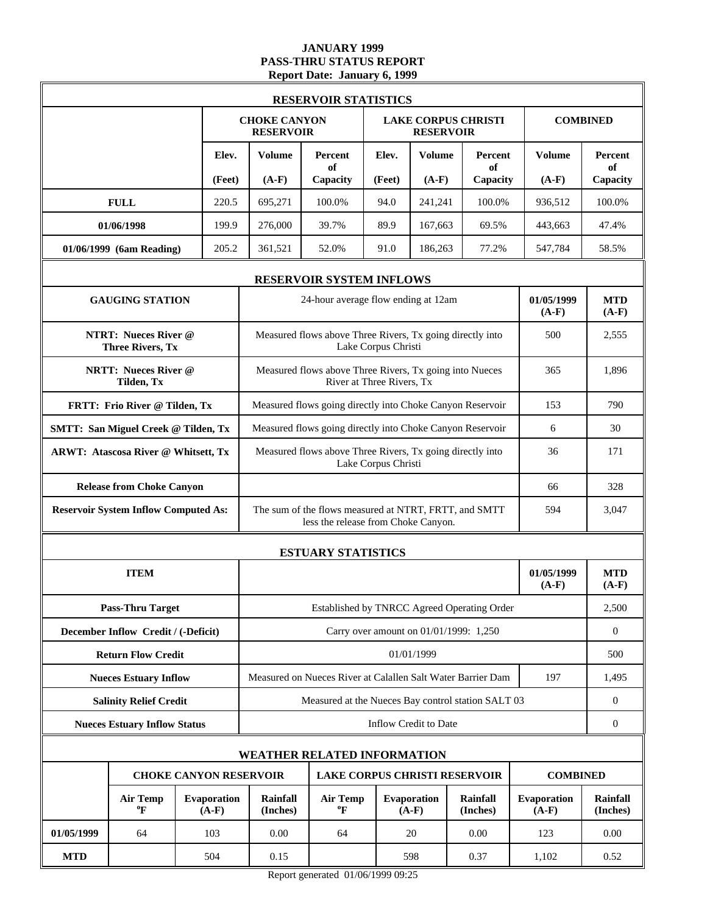# JANUARY 1999
## PASS-THRU STATUS REPORT
### Report Date: January 6, 1999

**RESERVOIR STATISTICS**

| | CHOKE CANYON RESERVOIR | | | LAKE CORPUS CHRISTI RESERVOIR | | | COMBINED | |
|---|---|---|---|---|---|---|---|---|
| | Elev. (Feet) | Volume (A-F) | Percent of Capacity | Elev. (Feet) | Volume (A-F) | Percent of Capacity | Volume (A-F) | Percent of Capacity |
| **FULL** | 220.5 | 695,271 | 100.0% | 94.0 | 241,241 | 100.0% | 936,512 | 100.0% |
| **01/06/1998** | 199.9 | 276,000 | 39.7% | 89.9 | 167,663 | 69.5% | 443,663 | 47.4% |
| **01/06/1999 (6am Reading)** | 205.2 | 361,521 | 52.0% | 91.0 | 186,263 | 77.2% | 547,784 | 58.5% |

**RESERVOIR SYSTEM INFLOWS**

| GAUGING STATION | 24-hour average flow ending at 12am | 01/05/1999 (A-F) | MTD (A-F) |
|---|---|---|---|
| **NTRT: Nueces River @ Three Rivers, Tx** | Measured flows above Three Rivers, Tx going directly into Lake Corpus Christi | 500 | 2,555 |
| **NRTT: Nueces River @ Tilden, Tx** | Measured flows above Three Rivers, Tx going into Nueces River at Three Rivers, Tx | 365 | 1,896 |
| **FRTT: Frio River @ Tilden, Tx** | Measured flows going directly into Choke Canyon Reservoir | 153 | 790 |
| **SMTT: San Miguel Creek @ Tilden, Tx** | Measured flows going directly into Choke Canyon Reservoir | 6 | 30 |
| **ARWT: Atascosa River @ Whitsett, Tx** | Measured flows above Three Rivers, Tx going directly into Lake Corpus Christi | 36 | 171 |
| **Release from Choke Canyon** | | 66 | 328 |
| **Reservoir System Inflow Computed As:** | The sum of the flows measured at NTRT, FRTT, and SMTT less the release from Choke Canyon. | 594 | 3,047 |

**ESTUARY STATISTICS**

| ITEM | | 01/05/1999 (A-F) | MTD (A-F) |
|---|---|---|---|
| **Pass-Thru Target** | Established by TNRCC Agreed Operating Order | | 2,500 |
| **December Inflow Credit / (-Deficit)** | Carry over amount on 01/01/1999: 1,250 | | 0 |
| **Return Flow Credit** | 01/01/1999 | | 500 |
| **Nueces Estuary Inflow** | Measured on Nueces River at Calallen Salt Water Barrier Dam | 197 | 1,495 |
| **Salinity Relief Credit** | Measured at the Nueces Bay control station SALT 03 | | 0 |
| **Nueces Estuary Inflow Status** | Inflow Credit to Date | | 0 |

**WEATHER RELATED INFORMATION**

| | CHOKE CANYON RESERVOIR | | | LAKE CORPUS CHRISTI RESERVOIR | | | COMBINED | |
|---|---|---|---|---|---|---|---|---|
| | Air Temp ºF | Evaporation (A-F) | Rainfall (Inches) | Air Temp ºF | Evaporation (A-F) | Rainfall (Inches) | Evaporation (A-F) | Rainfall (Inches) |
| **01/05/1999** | 64 | 103 | 0.00 | 64 | 20 | 0.00 | 123 | 0.00 |
| **MTD** | | 504 | 0.15 | | 598 | 0.37 | 1,102 | 0.52 |

Report generated 01/06/1999 09:25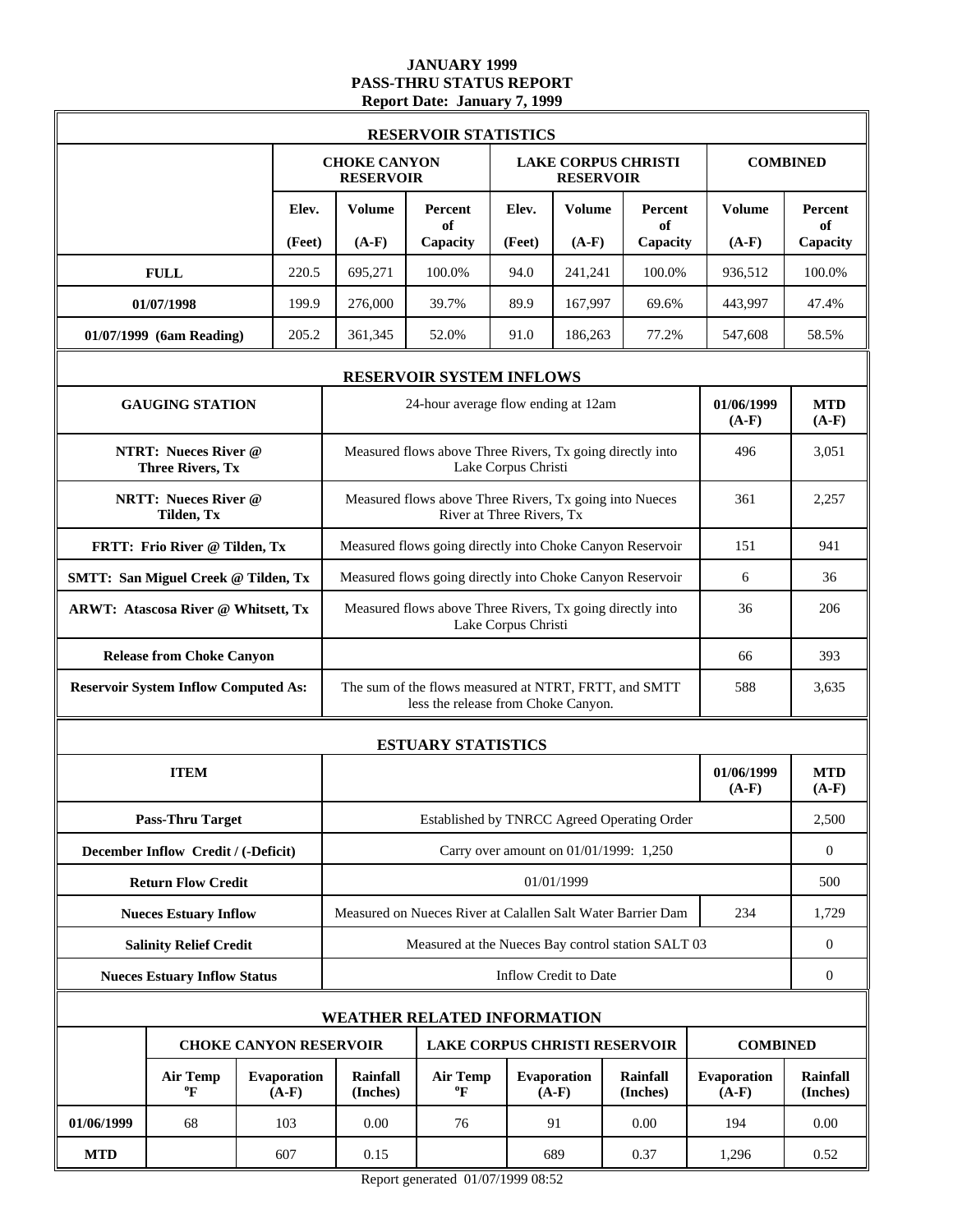# JANUARY 1999
## PASS-THRU STATUS REPORT
### Report Date: January 7, 1999

**RESERVOIR STATISTICS**

| | CHOKE CANYON RESERVOIR | | | LAKE CORPUS CHRISTI RESERVOIR | | | COMBINED | |
|---|---|---|---|---|---|---|---|---|
| | Elev. (Feet) | Volume (A-F) | Percent of Capacity | Elev. (Feet) | Volume (A-F) | Percent of Capacity | Volume (A-F) | Percent of Capacity |
| **FULL** | 220.5 | 695,271 | 100.0% | 94.0 | 241,241 | 100.0% | 936,512 | 100.0% |
| **01/07/1998** | 199.9 | 276,000 | 39.7% | 89.9 | 167,997 | 69.6% | 443,997 | 47.4% |
| **01/07/1999 (6am Reading)** | 205.2 | 361,345 | 52.0% | 91.0 | 186,263 | 77.2% | 547,608 | 58.5% |

**RESERVOIR SYSTEM INFLOWS**

| GAUGING STATION | 24-hour average flow ending at 12am | 01/06/1999 (A-F) | MTD (A-F) |
|---|---|---|---|
| **NTRT: Nueces River @ Three Rivers, Tx** | Measured flows above Three Rivers, Tx going directly into Lake Corpus Christi | 496 | 3,051 |
| **NRTT: Nueces River @ Tilden, Tx** | Measured flows above Three Rivers, Tx going into Nueces River at Three Rivers, Tx | 361 | 2,257 |
| **FRTT: Frio River @ Tilden, Tx** | Measured flows going directly into Choke Canyon Reservoir | 151 | 941 |
| **SMTT: San Miguel Creek @ Tilden, Tx** | Measured flows going directly into Choke Canyon Reservoir | 6 | 36 |
| **ARWT: Atascosa River @ Whitsett, Tx** | Measured flows above Three Rivers, Tx going directly into Lake Corpus Christi | 36 | 206 |
| **Release from Choke Canyon** | | 66 | 393 |
| **Reservoir System Inflow Computed As:** | The sum of the flows measured at NTRT, FRTT, and SMTT less the release from Choke Canyon. | 588 | 3,635 |

**ESTUARY STATISTICS**

| ITEM | | 01/06/1999 (A-F) | MTD (A-F) |
|---|---|---|---|
| **Pass-Thru Target** | Established by TNRCC Agreed Operating Order | | 2,500 |
| **December Inflow Credit / (-Deficit)** | Carry over amount on 01/01/1999: 1,250 | | 0 |
| **Return Flow Credit** | 01/01/1999 | | 500 |
| **Nueces Estuary Inflow** | Measured on Nueces River at Calallen Salt Water Barrier Dam | 234 | 1,729 |
| **Salinity Relief Credit** | Measured at the Nueces Bay control station SALT 03 | | 0 |
| **Nueces Estuary Inflow Status** | Inflow Credit to Date | | 0 |

**WEATHER RELATED INFORMATION**

| | CHOKE CANYON RESERVOIR | | | LAKE CORPUS CHRISTI RESERVOIR | | | COMBINED | |
|---|---|---|---|---|---|---|---|---|
| | Air Temp °F | Evaporation (A-F) | Rainfall (Inches) | Air Temp °F | Evaporation (A-F) | Rainfall (Inches) | Evaporation (A-F) | Rainfall (Inches) |
| **01/06/1999** | 68 | 103 | 0.00 | 76 | 91 | 0.00 | 194 | 0.00 |
| **MTD** | | 607 | 0.15 | | 689 | 0.37 | 1,296 | 0.52 |

Report generated 01/07/1999 08:52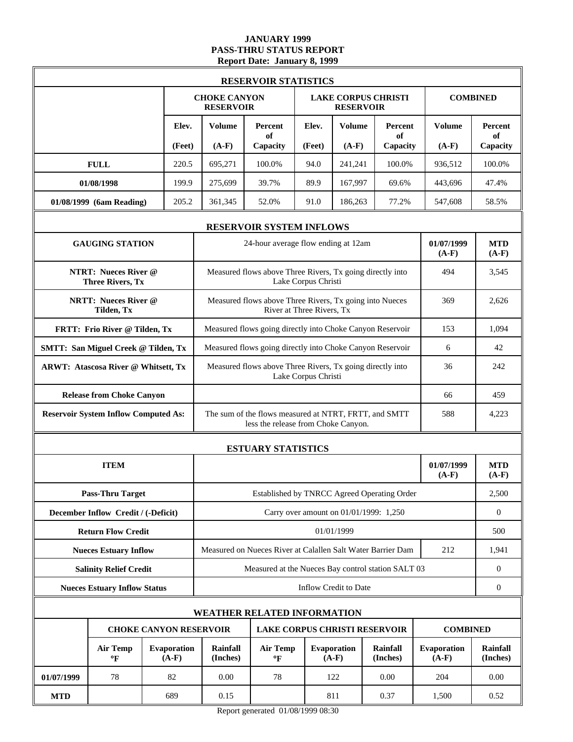# JANUARY 1999
## PASS-THRU STATUS REPORT
### Report Date: January 8, 1999

## RESERVOIR STATISTICS

| | CHOKE CANYON RESERVOIR | | | LAKE CORPUS CHRISTI RESERVOIR | | | COMBINED | |
|---|---|---|---|---|---|---|---|---|
| | Elev. (Feet) | Volume (A-F) | Percent of Capacity | Elev. (Feet) | Volume (A-F) | Percent of Capacity | Volume (A-F) | Percent of Capacity |
| **FULL** | 220.5 | 695,271 | 100.0% | 94.0 | 241,241 | 100.0% | 936,512 | 100.0% |
| **01/08/1998** | 199.9 | 275,699 | 39.7% | 89.9 | 167,997 | 69.6% | 443,696 | 47.4% |
| **01/08/1999 (6am Reading)** | 205.2 | 361,345 | 52.0% | 91.0 | 186,263 | 77.2% | 547,608 | 58.5% |

## RESERVOIR SYSTEM INFLOWS

| GAUGING STATION | 24-hour average flow ending at 12am | 01/07/1999 (A-F) | MTD (A-F) |
|---|---|---|---|
| **NTRT: Nueces River @ Three Rivers, Tx** | Measured flows above Three Rivers, Tx going directly into Lake Corpus Christi | 494 | 3,545 |
| **NRTT: Nueces River @ Tilden, Tx** | Measured flows above Three Rivers, Tx going into Nueces River at Three Rivers, Tx | 369 | 2,626 |
| **FRTT: Frio River @ Tilden, Tx** | Measured flows going directly into Choke Canyon Reservoir | 153 | 1,094 |
| **SMTT: San Miguel Creek @ Tilden, Tx** | Measured flows going directly into Choke Canyon Reservoir | 6 | 42 |
| **ARWT: Atascosa River @ Whitsett, Tx** | Measured flows above Three Rivers, Tx going directly into Lake Corpus Christi | 36 | 242 |
| **Release from Choke Canyon** | | 66 | 459 |
| **Reservoir System Inflow Computed As:** | The sum of the flows measured at NTRT, FRTT, and SMTT less the release from Choke Canyon. | 588 | 4,223 |

## ESTUARY STATISTICS

| ITEM | | 01/07/1999 (A-F) | MTD (A-F) |
|---|---|---|---|
| **Pass-Thru Target** | Established by TNRCC Agreed Operating Order | | 2,500 |
| **December Inflow Credit / (-Deficit)** | Carry over amount on 01/01/1999: 1,250 | | 0 |
| **Return Flow Credit** | 01/01/1999 | | 500 |
| **Nueces Estuary Inflow** | Measured on Nueces River at Calallen Salt Water Barrier Dam | 212 | 1,941 |
| **Salinity Relief Credit** | Measured at the Nueces Bay control station SALT 03 | | 0 |
| **Nueces Estuary Inflow Status** | Inflow Credit to Date | | 0 |

## WEATHER RELATED INFORMATION

| | CHOKE CANYON RESERVOIR | | | LAKE CORPUS CHRISTI RESERVOIR | | | COMBINED | |
|---|---|---|---|---|---|---|---|---|
| | Air Temp °F | Evaporation (A-F) | Rainfall (Inches) | Air Temp °F | Evaporation (A-F) | Rainfall (Inches) | Evaporation (A-F) | Rainfall (Inches) |
| **01/07/1999** | 78 | 82 | 0.00 | 78 | 122 | 0.00 | 204 | 0.00 |
| **MTD** | | 689 | 0.15 | | 811 | 0.37 | 1,500 | 0.52 |

Report generated 01/08/1999 08:30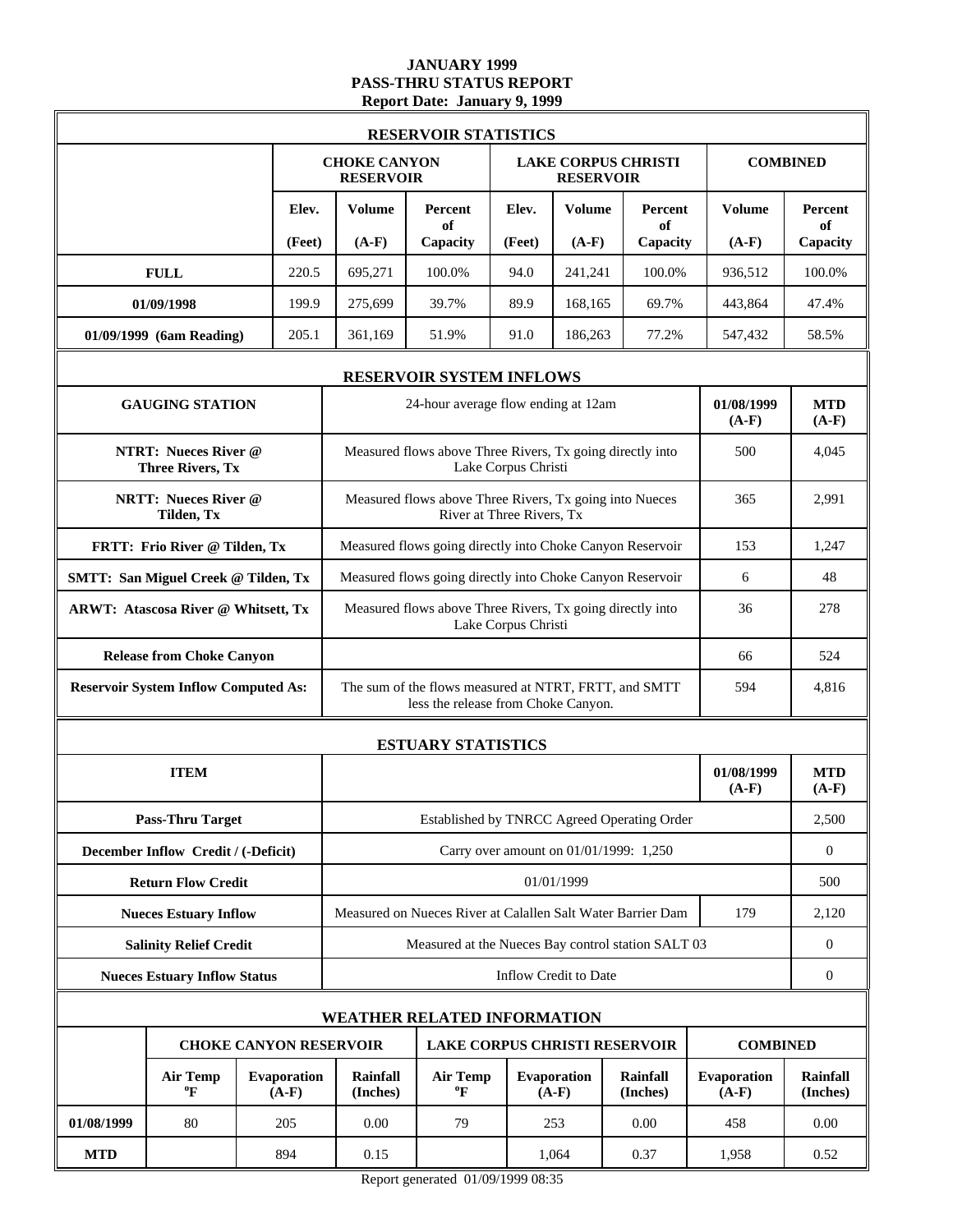# JANUARY 1999
## PASS-THRU STATUS REPORT
### Report Date: January 9, 1999

## RESERVOIR STATISTICS

| | CHOKE CANYON RESERVOIR | | | LAKE CORPUS CHRISTI RESERVOIR | | | COMBINED | |
|---|---|---|---|---|---|---|---|---|
| | Elev. (Feet) | Volume (A-F) | Percent of Capacity | Elev. (Feet) | Volume (A-F) | Percent of Capacity | Volume (A-F) | Percent of Capacity |
| **FULL** | 220.5 | 695,271 | 100.0% | 94.0 | 241,241 | 100.0% | 936,512 | 100.0% |
| **01/09/1998** | 199.9 | 275,699 | 39.7% | 89.9 | 168,165 | 69.7% | 443,864 | 47.4% |
| **01/09/1999 (6am Reading)** | 205.1 | 361,169 | 51.9% | 91.0 | 186,263 | 77.2% | 547,432 | 58.5% |

## RESERVOIR SYSTEM INFLOWS

| GAUGING STATION | 24-hour average flow ending at 12am | 01/08/1999 (A-F) | MTD (A-F) |
|---|---|---|---|
| **NTRT: Nueces River @ Three Rivers, Tx** | Measured flows above Three Rivers, Tx going directly into Lake Corpus Christi | 500 | 4,045 |
| **NRTT: Nueces River @ Tilden, Tx** | Measured flows above Three Rivers, Tx going into Nueces River at Three Rivers, Tx | 365 | 2,991 |
| **FRTT: Frio River @ Tilden, Tx** | Measured flows going directly into Choke Canyon Reservoir | 153 | 1,247 |
| **SMTT: San Miguel Creek @ Tilden, Tx** | Measured flows going directly into Choke Canyon Reservoir | 6 | 48 |
| **ARWT: Atascosa River @ Whitsett, Tx** | Measured flows above Three Rivers, Tx going directly into Lake Corpus Christi | 36 | 278 |
| **Release from Choke Canyon** | | 66 | 524 |
| **Reservoir System Inflow Computed As:** | The sum of the flows measured at NTRT, FRTT, and SMTT less the release from Choke Canyon. | 594 | 4,816 |

## ESTUARY STATISTICS

| ITEM | | 01/08/1999 (A-F) | MTD (A-F) |
|---|---|---|---|
| **Pass-Thru Target** | Established by TNRCC Agreed Operating Order | | 2,500 |
| **December Inflow Credit / (-Deficit)** | Carry over amount on 01/01/1999: 1,250 | | 0 |
| **Return Flow Credit** | 01/01/1999 | | 500 |
| **Nueces Estuary Inflow** | Measured on Nueces River at Calallen Salt Water Barrier Dam | 179 | 2,120 |
| **Salinity Relief Credit** | Measured at the Nueces Bay control station SALT 03 | | 0 |
| **Nueces Estuary Inflow Status** | Inflow Credit to Date | | 0 |

## WEATHER RELATED INFORMATION

| | CHOKE CANYON RESERVOIR | | | LAKE CORPUS CHRISTI RESERVOIR | | | COMBINED | |
|---|---|---|---|---|---|---|---|---|
| | Air Temp °F | Evaporation (A-F) | Rainfall (Inches) | Air Temp °F | Evaporation (A-F) | Rainfall (Inches) | Evaporation (A-F) | Rainfall (Inches) |
| **01/08/1999** | 80 | 205 | 0.00 | 79 | 253 | 0.00 | 458 | 0.00 |
| **MTD** | | 894 | 0.15 | | 1,064 | 0.37 | 1,958 | 0.52 |

Report generated 01/09/1999 08:35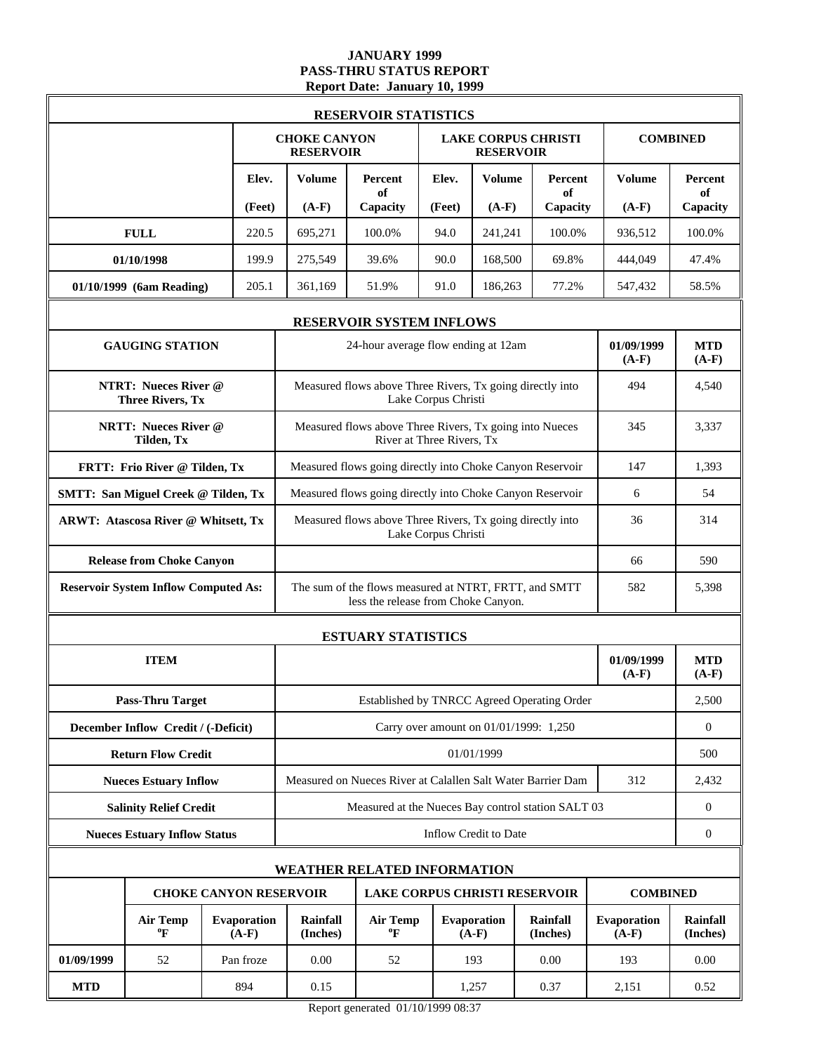# JANUARY 1999
## PASS-THRU STATUS REPORT
### Report Date: January 10, 1999

**RESERVOIR STATISTICS**

| | CHOKE CANYON RESERVOIR | | | LAKE CORPUS CHRISTI RESERVOIR | | | COMBINED | |
|---|---|---|---|---|---|---|---|---|
| | Elev. (Feet) | Volume (A-F) | Percent of Capacity | Elev. (Feet) | Volume (A-F) | Percent of Capacity | Volume (A-F) | Percent of Capacity |
| **FULL** | 220.5 | 695,271 | 100.0% | 94.0 | 241,241 | 100.0% | 936,512 | 100.0% |
| **01/10/1998** | 199.9 | 275,549 | 39.6% | 90.0 | 168,500 | 69.8% | 444,049 | 47.4% |
| **01/10/1999 (6am Reading)** | 205.1 | 361,169 | 51.9% | 91.0 | 186,263 | 77.2% | 547,432 | 58.5% |

**RESERVOIR SYSTEM INFLOWS**

| GAUGING STATION | 24-hour average flow ending at 12am | 01/09/1999 (A-F) | MTD (A-F) |
|---|---|---|---|
| **NTRT: Nueces River @ Three Rivers, Tx** | Measured flows above Three Rivers, Tx going directly into Lake Corpus Christi | 494 | 4,540 |
| **NRTT: Nueces River @ Tilden, Tx** | Measured flows above Three Rivers, Tx going into Nueces River at Three Rivers, Tx | 345 | 3,337 |
| **FRTT: Frio River @ Tilden, Tx** | Measured flows going directly into Choke Canyon Reservoir | 147 | 1,393 |
| **SMTT: San Miguel Creek @ Tilden, Tx** | Measured flows going directly into Choke Canyon Reservoir | 6 | 54 |
| **ARWT: Atascosa River @ Whitsett, Tx** | Measured flows above Three Rivers, Tx going directly into Lake Corpus Christi | 36 | 314 |
| **Release from Choke Canyon** | | 66 | 590 |
| **Reservoir System Inflow Computed As:** | The sum of the flows measured at NTRT, FRTT, and SMTT less the release from Choke Canyon. | 582 | 5,398 |

**ESTUARY STATISTICS**

| ITEM | | 01/09/1999 (A-F) | MTD (A-F) |
|---|---|---|---|
| **Pass-Thru Target** | Established by TNRCC Agreed Operating Order | | 2,500 |
| **December Inflow Credit / (-Deficit)** | Carry over amount on 01/01/1999: 1,250 | | 0 |
| **Return Flow Credit** | 01/01/1999 | | 500 |
| **Nueces Estuary Inflow** | Measured on Nueces River at Calallen Salt Water Barrier Dam | 312 | 2,432 |
| **Salinity Relief Credit** | Measured at the Nueces Bay control station SALT 03 | | 0 |
| **Nueces Estuary Inflow Status** | Inflow Credit to Date | | 0 |

**WEATHER RELATED INFORMATION**

| | CHOKE CANYON RESERVOIR | | | LAKE CORPUS CHRISTI RESERVOIR | | | COMBINED | |
|---|---|---|---|---|---|---|---|---|
| | Air Temp °F | Evaporation (A-F) | Rainfall (Inches) | Air Temp °F | Evaporation (A-F) | Rainfall (Inches) | Evaporation (A-F) | Rainfall (Inches) |
| **01/09/1999** | 52 | Pan froze | 0.00 | 52 | 193 | 0.00 | 193 | 0.00 |
| **MTD** | | 894 | 0.15 | | 1,257 | 0.37 | 2,151 | 0.52 |

Report generated 01/10/1999 08:37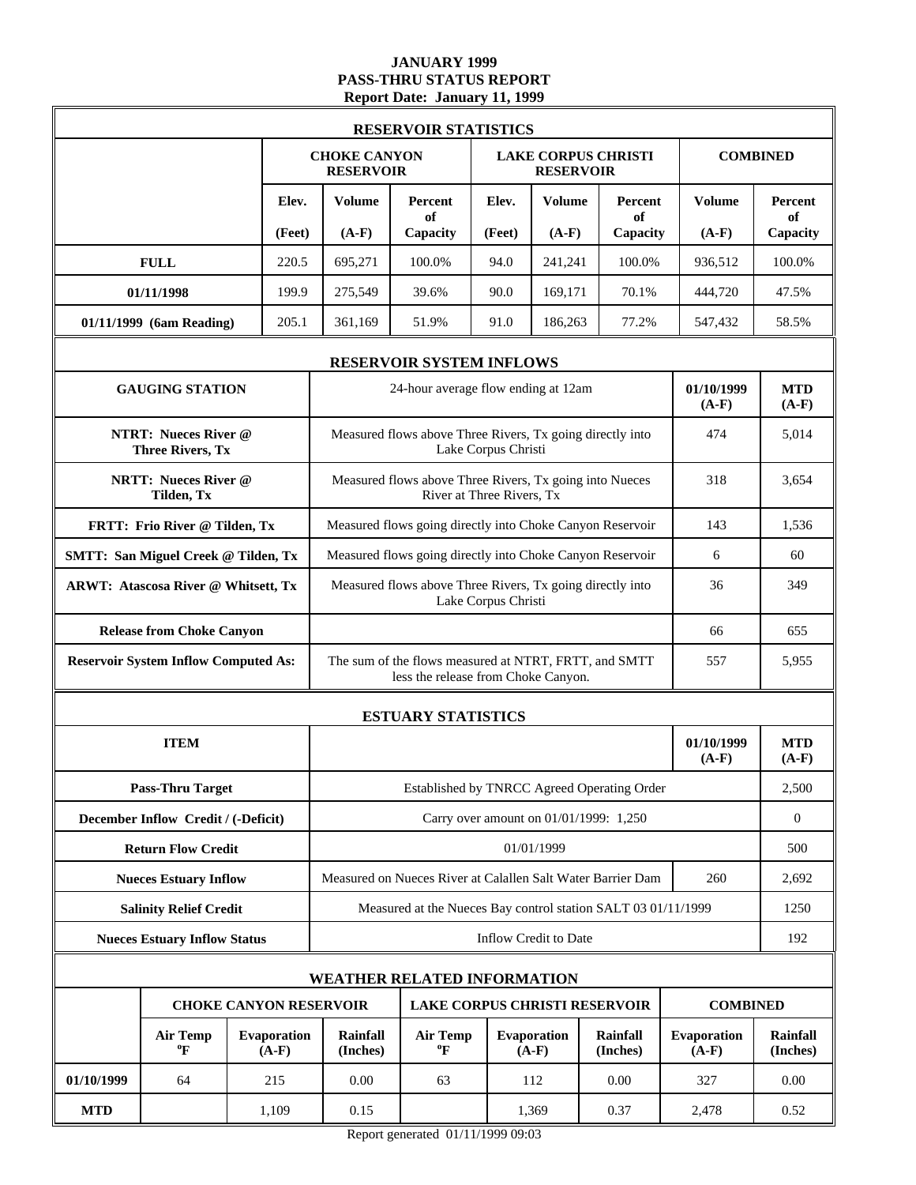# JANUARY 1999
## PASS-THRU STATUS REPORT
### Report Date: January 11, 1999

## RESERVOIR STATISTICS

| | CHOKE CANYON RESERVOIR | | | LAKE CORPUS CHRISTI RESERVOIR | | | COMBINED | |
|---|---|---|---|---|---|---|---|---|
| | Elev. (Feet) | Volume (A-F) | Percent of Capacity | Elev. (Feet) | Volume (A-F) | Percent of Capacity | Volume (A-F) | Percent of Capacity |
| **FULL** | 220.5 | 695,271 | 100.0% | 94.0 | 241,241 | 100.0% | 936,512 | 100.0% |
| **01/11/1998** | 199.9 | 275,549 | 39.6% | 90.0 | 169,171 | 70.1% | 444,720 | 47.5% |
| **01/11/1999 (6am Reading)** | 205.1 | 361,169 | 51.9% | 91.0 | 186,263 | 77.2% | 547,432 | 58.5% |

## RESERVOIR SYSTEM INFLOWS

| GAUGING STATION | 24-hour average flow ending at 12am | 01/10/1999 (A-F) | MTD (A-F) |
|---|---|---|---|
| **NTRT: Nueces River @ Three Rivers, Tx** | Measured flows above Three Rivers, Tx going directly into Lake Corpus Christi | 474 | 5,014 |
| **NRTT: Nueces River @ Tilden, Tx** | Measured flows above Three Rivers, Tx going into Nueces River at Three Rivers, Tx | 318 | 3,654 |
| **FRTT: Frio River @ Tilden, Tx** | Measured flows going directly into Choke Canyon Reservoir | 143 | 1,536 |
| **SMTT: San Miguel Creek @ Tilden, Tx** | Measured flows going directly into Choke Canyon Reservoir | 6 | 60 |
| **ARWT: Atascosa River @ Whitsett, Tx** | Measured flows above Three Rivers, Tx going directly into Lake Corpus Christi | 36 | 349 |
| **Release from Choke Canyon** | | 66 | 655 |
| **Reservoir System Inflow Computed As:** | The sum of the flows measured at NTRT, FRTT, and SMTT less the release from Choke Canyon. | 557 | 5,955 |

## ESTUARY STATISTICS

| ITEM | | 01/10/1999 (A-F) | MTD (A-F) |
|---|---|---|---|
| **Pass-Thru Target** | Established by TNRCC Agreed Operating Order | | 2,500 |
| **December Inflow Credit / (-Deficit)** | Carry over amount on 01/01/1999: 1,250 | | 0 |
| **Return Flow Credit** | 01/01/1999 | | 500 |
| **Nueces Estuary Inflow** | Measured on Nueces River at Calallen Salt Water Barrier Dam | 260 | 2,692 |
| **Salinity Relief Credit** | Measured at the Nueces Bay control station SALT 03 01/11/1999 | | 1250 |
| **Nueces Estuary Inflow Status** | Inflow Credit to Date | | 192 |

## WEATHER RELATED INFORMATION

| | CHOKE CANYON RESERVOIR | | | LAKE CORPUS CHRISTI RESERVOIR | | | COMBINED | |
|---|---|---|---|---|---|---|---|---|
| | Air Temp °F | Evaporation (A-F) | Rainfall (Inches) | Air Temp °F | Evaporation (A-F) | Rainfall (Inches) | Evaporation (A-F) | Rainfall (Inches) |
| **01/10/1999** | 64 | 215 | 0.00 | 63 | 112 | 0.00 | 327 | 0.00 |
| **MTD** | | 1,109 | 0.15 | | 1,369 | 0.37 | 2,478 | 0.52 |

Report generated 01/11/1999 09:03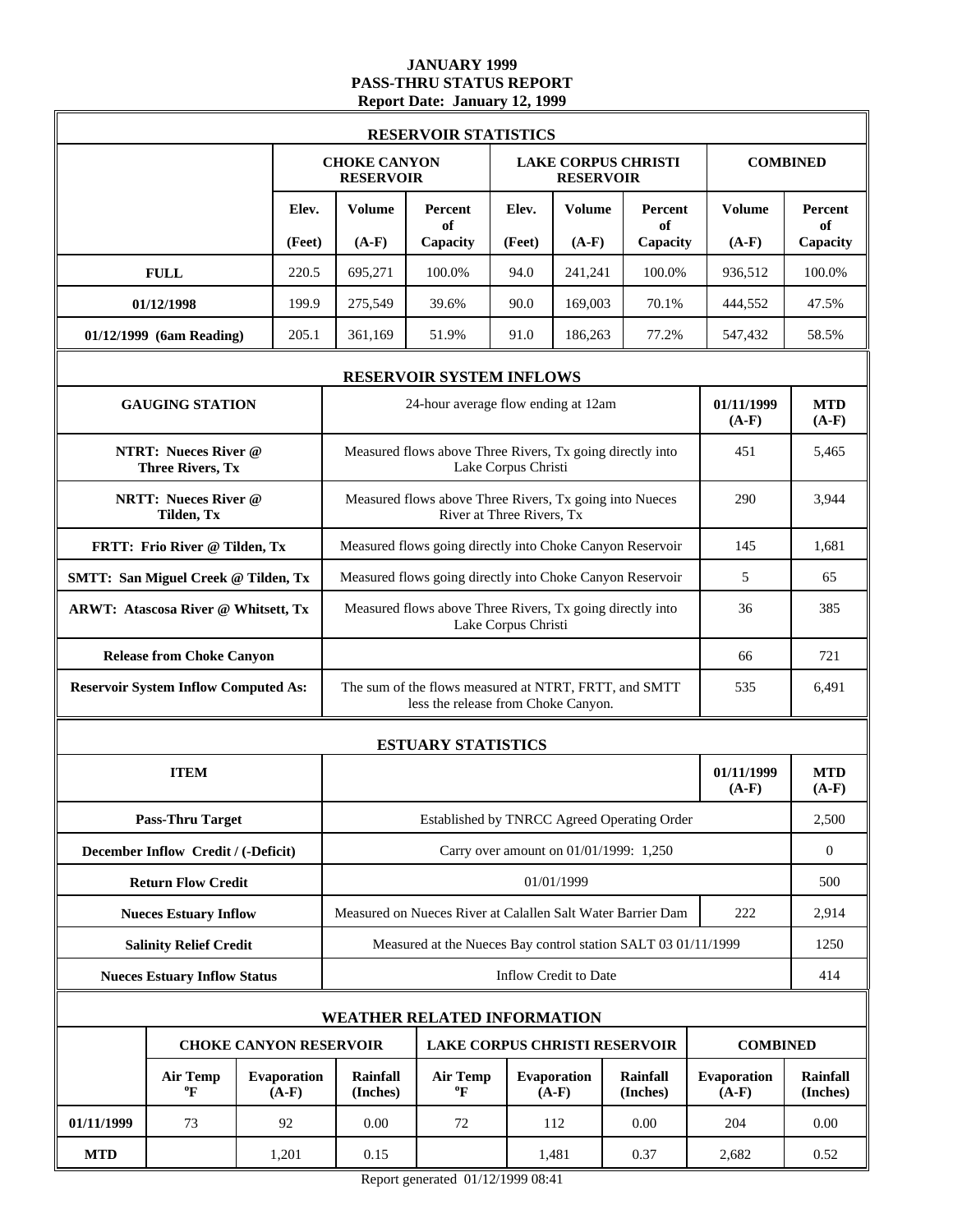# JANUARY 1999
## PASS-THRU STATUS REPORT
### Report Date: January 12, 1999

## RESERVOIR STATISTICS

| | CHOKE CANYON RESERVOIR | | | LAKE CORPUS CHRISTI RESERVOIR | | | COMBINED | |
|---|---|---|---|---|---|---|---|---|
| | Elev. (Feet) | Volume (A-F) | Percent of Capacity | Elev. (Feet) | Volume (A-F) | Percent of Capacity | Volume (A-F) | Percent of Capacity |
| **FULL** | 220.5 | 695,271 | 100.0% | 94.0 | 241,241 | 100.0% | 936,512 | 100.0% |
| **01/12/1998** | 199.9 | 275,549 | 39.6% | 90.0 | 169,003 | 70.1% | 444,552 | 47.5% |
| **01/12/1999 (6am Reading)** | 205.1 | 361,169 | 51.9% | 91.0 | 186,263 | 77.2% | 547,432 | 58.5% |

## RESERVOIR SYSTEM INFLOWS

| GAUGING STATION | 24-hour average flow ending at 12am | 01/11/1999 (A-F) | MTD (A-F) |
|---|---|---|---|
| **NTRT: Nueces River @ Three Rivers, Tx** | Measured flows above Three Rivers, Tx going directly into Lake Corpus Christi | 451 | 5,465 |
| **NRTT: Nueces River @ Tilden, Tx** | Measured flows above Three Rivers, Tx going into Nueces River at Three Rivers, Tx | 290 | 3,944 |
| **FRTT: Frio River @ Tilden, Tx** | Measured flows going directly into Choke Canyon Reservoir | 145 | 1,681 |
| **SMTT: San Miguel Creek @ Tilden, Tx** | Measured flows going directly into Choke Canyon Reservoir | 5 | 65 |
| **ARWT: Atascosa River @ Whitsett, Tx** | Measured flows above Three Rivers, Tx going directly into Lake Corpus Christi | 36 | 385 |
| **Release from Choke Canyon** | | 66 | 721 |
| **Reservoir System Inflow Computed As:** | The sum of the flows measured at NTRT, FRTT, and SMTT less the release from Choke Canyon. | 535 | 6,491 |

## ESTUARY STATISTICS

| ITEM | | 01/11/1999 (A-F) | MTD (A-F) |
|---|---|---|---|
| **Pass-Thru Target** | Established by TNRCC Agreed Operating Order | | 2,500 |
| **December Inflow Credit / (-Deficit)** | Carry over amount on 01/01/1999: 1,250 | | 0 |
| **Return Flow Credit** | 01/01/1999 | | 500 |
| **Nueces Estuary Inflow** | Measured on Nueces River at Calallen Salt Water Barrier Dam | 222 | 2,914 |
| **Salinity Relief Credit** | Measured at the Nueces Bay control station SALT 03 01/11/1999 | | 1250 |
| **Nueces Estuary Inflow Status** | Inflow Credit to Date | | 414 |

## WEATHER RELATED INFORMATION

| | CHOKE CANYON RESERVOIR | | | LAKE CORPUS CHRISTI RESERVOIR | | | COMBINED | |
|---|---|---|---|---|---|---|---|---|
| | Air Temp °F | Evaporation (A-F) | Rainfall (Inches) | Air Temp °F | Evaporation (A-F) | Rainfall (Inches) | Evaporation (A-F) | Rainfall (Inches) |
| **01/11/1999** | 73 | 92 | 0.00 | 72 | 112 | 0.00 | 204 | 0.00 |
| **MTD** | | 1,201 | 0.15 | | 1,481 | 0.37 | 2,682 | 0.52 |

Report generated 01/12/1999 08:41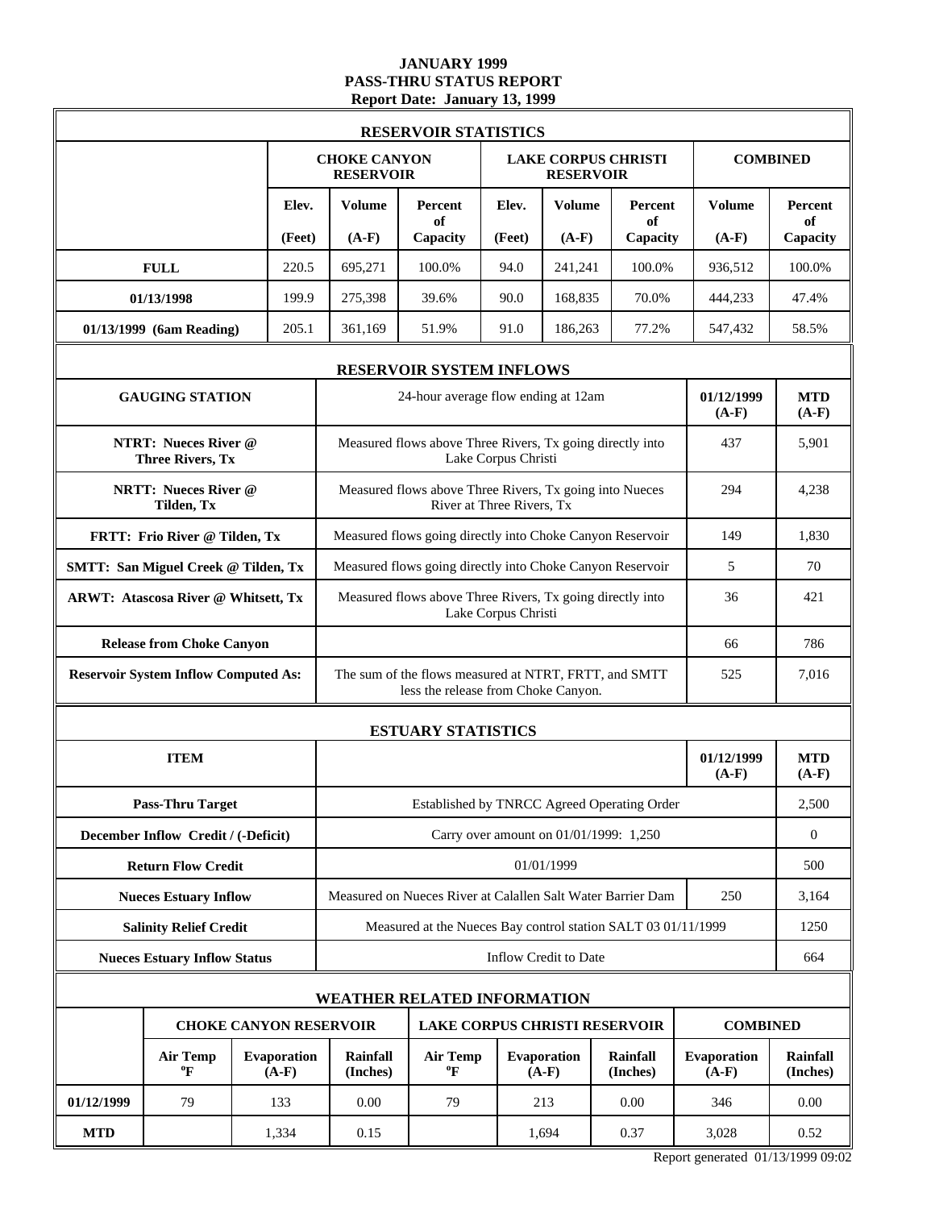# JANUARY 1999
## PASS-THRU STATUS REPORT
### Report Date: January 13, 1999

## RESERVOIR STATISTICS

| | CHOKE CANYON RESERVOIR | | | LAKE CORPUS CHRISTI RESERVOIR | | | COMBINED | |
|---|---|---|---|---|---|---|---|---|
| | Elev. (Feet) | Volume (A-F) | Percent of Capacity | Elev. (Feet) | Volume (A-F) | Percent of Capacity | Volume (A-F) | Percent of Capacity |
| **FULL** | 220.5 | 695,271 | 100.0% | 94.0 | 241,241 | 100.0% | 936,512 | 100.0% |
| **01/13/1998** | 199.9 | 275,398 | 39.6% | 90.0 | 168,835 | 70.0% | 444,233 | 47.4% |
| **01/13/1999 (6am Reading)** | 205.1 | 361,169 | 51.9% | 91.0 | 186,263 | 77.2% | 547,432 | 58.5% |

## RESERVOIR SYSTEM INFLOWS

| GAUGING STATION | 24-hour average flow ending at 12am | 01/12/1999 (A-F) | MTD (A-F) |
|---|---|---|---|
| **NTRT: Nueces River @ Three Rivers, Tx** | Measured flows above Three Rivers, Tx going directly into Lake Corpus Christi | 437 | 5,901 |
| **NRTT: Nueces River @ Tilden, Tx** | Measured flows above Three Rivers, Tx going into Nueces River at Three Rivers, Tx | 294 | 4,238 |
| **FRTT: Frio River @ Tilden, Tx** | Measured flows going directly into Choke Canyon Reservoir | 149 | 1,830 |
| **SMTT: San Miguel Creek @ Tilden, Tx** | Measured flows going directly into Choke Canyon Reservoir | 5 | 70 |
| **ARWT: Atascosa River @ Whitsett, Tx** | Measured flows above Three Rivers, Tx going directly into Lake Corpus Christi | 36 | 421 |
| **Release from Choke Canyon** | | 66 | 786 |
| **Reservoir System Inflow Computed As:** | The sum of the flows measured at NTRT, FRTT, and SMTT less the release from Choke Canyon. | 525 | 7,016 |

## ESTUARY STATISTICS

| ITEM | | 01/12/1999 (A-F) | MTD (A-F) |
|---|---|---|---|
| **Pass-Thru Target** | Established by TNRCC Agreed Operating Order | | 2,500 |
| **December Inflow Credit / (-Deficit)** | Carry over amount on 01/01/1999: 1,250 | | 0 |
| **Return Flow Credit** | 01/01/1999 | | 500 |
| **Nueces Estuary Inflow** | Measured on Nueces River at Calallen Salt Water Barrier Dam | 250 | 3,164 |
| **Salinity Relief Credit** | Measured at the Nueces Bay control station SALT 03 01/11/1999 | | 1250 |
| **Nueces Estuary Inflow Status** | Inflow Credit to Date | | 664 |

## WEATHER RELATED INFORMATION

| | CHOKE CANYON RESERVOIR | | | LAKE CORPUS CHRISTI RESERVOIR | | | COMBINED | |
|---|---|---|---|---|---|---|---|---|
| | Air Temp °F | Evaporation (A-F) | Rainfall (Inches) | Air Temp °F | Evaporation (A-F) | Rainfall (Inches) | Evaporation (A-F) | Rainfall (Inches) |
| **01/12/1999** | 79 | 133 | 0.00 | 79 | 213 | 0.00 | 346 | 0.00 |
| **MTD** | | 1,334 | 0.15 | | 1,694 | 0.37 | 3,028 | 0.52 |

Report generated 01/13/1999 09:02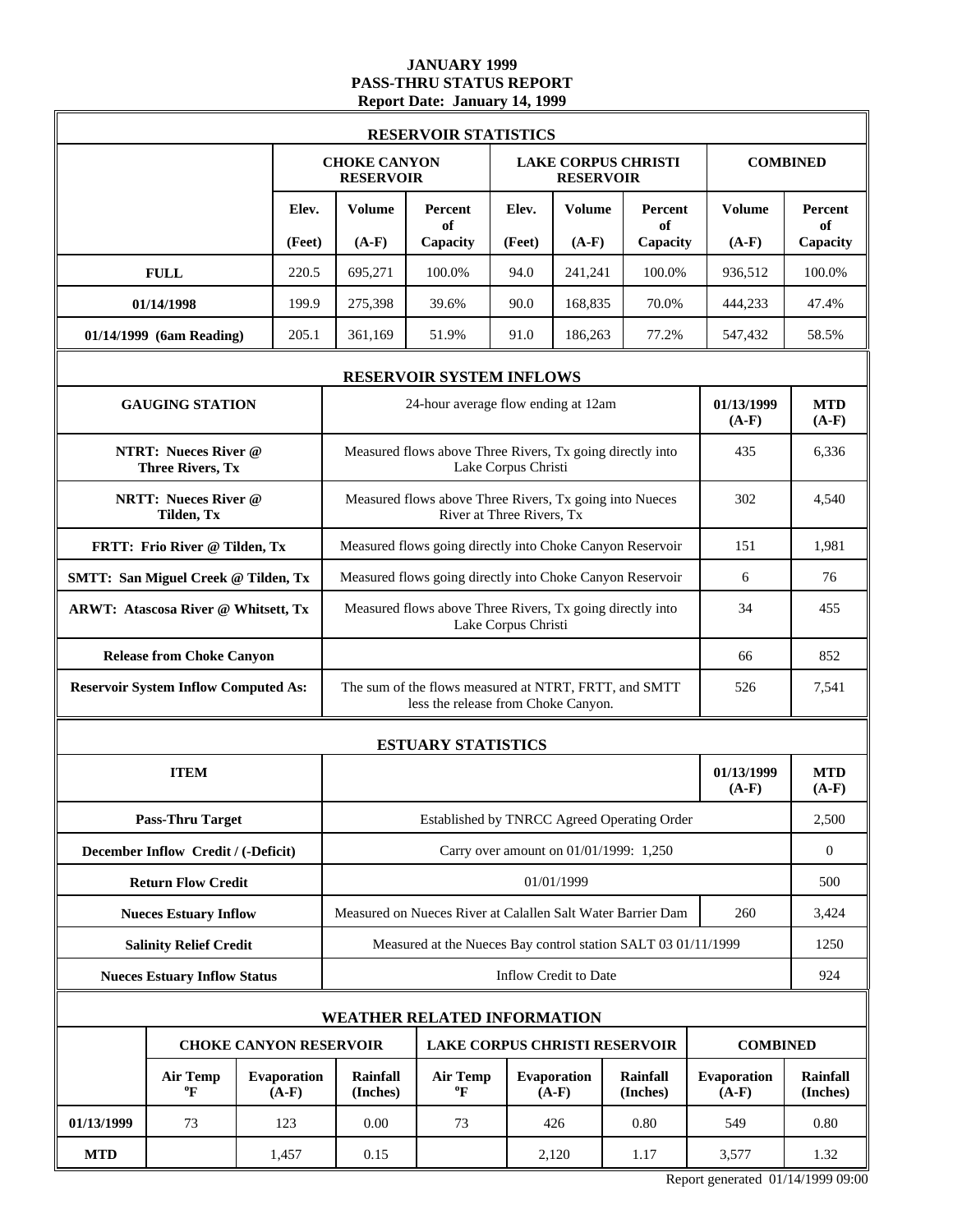# JANUARY 1999
## PASS-THRU STATUS REPORT
### Report Date: January 14, 1999

**RESERVOIR STATISTICS**

| | CHOKE CANYON RESERVOIR | | | LAKE CORPUS CHRISTI RESERVOIR | | | COMBINED | |
|---|---|---|---|---|---|---|---|---|
| | Elev. (Feet) | Volume (A-F) | Percent of Capacity | Elev. (Feet) | Volume (A-F) | Percent of Capacity | Volume (A-F) | Percent of Capacity |
| **FULL** | 220.5 | 695,271 | 100.0% | 94.0 | 241,241 | 100.0% | 936,512 | 100.0% |
| **01/14/1998** | 199.9 | 275,398 | 39.6% | 90.0 | 168,835 | 70.0% | 444,233 | 47.4% |
| **01/14/1999 (6am Reading)** | 205.1 | 361,169 | 51.9% | 91.0 | 186,263 | 77.2% | 547,432 | 58.5% |

**RESERVOIR SYSTEM INFLOWS**

| GAUGING STATION | 24-hour average flow ending at 12am | 01/13/1999 (A-F) | MTD (A-F) |
|---|---|---|---|
| **NTRT: Nueces River @ Three Rivers, Tx** | Measured flows above Three Rivers, Tx going directly into Lake Corpus Christi | 435 | 6,336 |
| **NRTT: Nueces River @ Tilden, Tx** | Measured flows above Three Rivers, Tx going into Nueces River at Three Rivers, Tx | 302 | 4,540 |
| **FRTT: Frio River @ Tilden, Tx** | Measured flows going directly into Choke Canyon Reservoir | 151 | 1,981 |
| **SMTT: San Miguel Creek @ Tilden, Tx** | Measured flows going directly into Choke Canyon Reservoir | 6 | 76 |
| **ARWT: Atascosa River @ Whitsett, Tx** | Measured flows above Three Rivers, Tx going directly into Lake Corpus Christi | 34 | 455 |
| **Release from Choke Canyon** | | 66 | 852 |
| **Reservoir System Inflow Computed As:** | The sum of the flows measured at NTRT, FRTT, and SMTT less the release from Choke Canyon. | 526 | 7,541 |

**ESTUARY STATISTICS**

| ITEM | | 01/13/1999 (A-F) | MTD (A-F) |
|---|---|---|---|
| **Pass-Thru Target** | Established by TNRCC Agreed Operating Order | | 2,500 |
| **December Inflow Credit / (-Deficit)** | Carry over amount on 01/01/1999: 1,250 | | 0 |
| **Return Flow Credit** | 01/01/1999 | | 500 |
| **Nueces Estuary Inflow** | Measured on Nueces River at Calallen Salt Water Barrier Dam | 260 | 3,424 |
| **Salinity Relief Credit** | Measured at the Nueces Bay control station SALT 03 01/11/1999 | | 1250 |
| **Nueces Estuary Inflow Status** | Inflow Credit to Date | | 924 |

**WEATHER RELATED INFORMATION**

| | CHOKE CANYON RESERVOIR | | | LAKE CORPUS CHRISTI RESERVOIR | | | COMBINED | |
|---|---|---|---|---|---|---|---|---|
| | Air Temp °F | Evaporation (A-F) | Rainfall (Inches) | Air Temp °F | Evaporation (A-F) | Rainfall (Inches) | Evaporation (A-F) | Rainfall (Inches) |
| **01/13/1999** | 73 | 123 | 0.00 | 73 | 426 | 0.80 | 549 | 0.80 |
| **MTD** | | 1,457 | 0.15 | | 2,120 | 1.17 | 3,577 | 1.32 |

Report generated 01/14/1999 09:00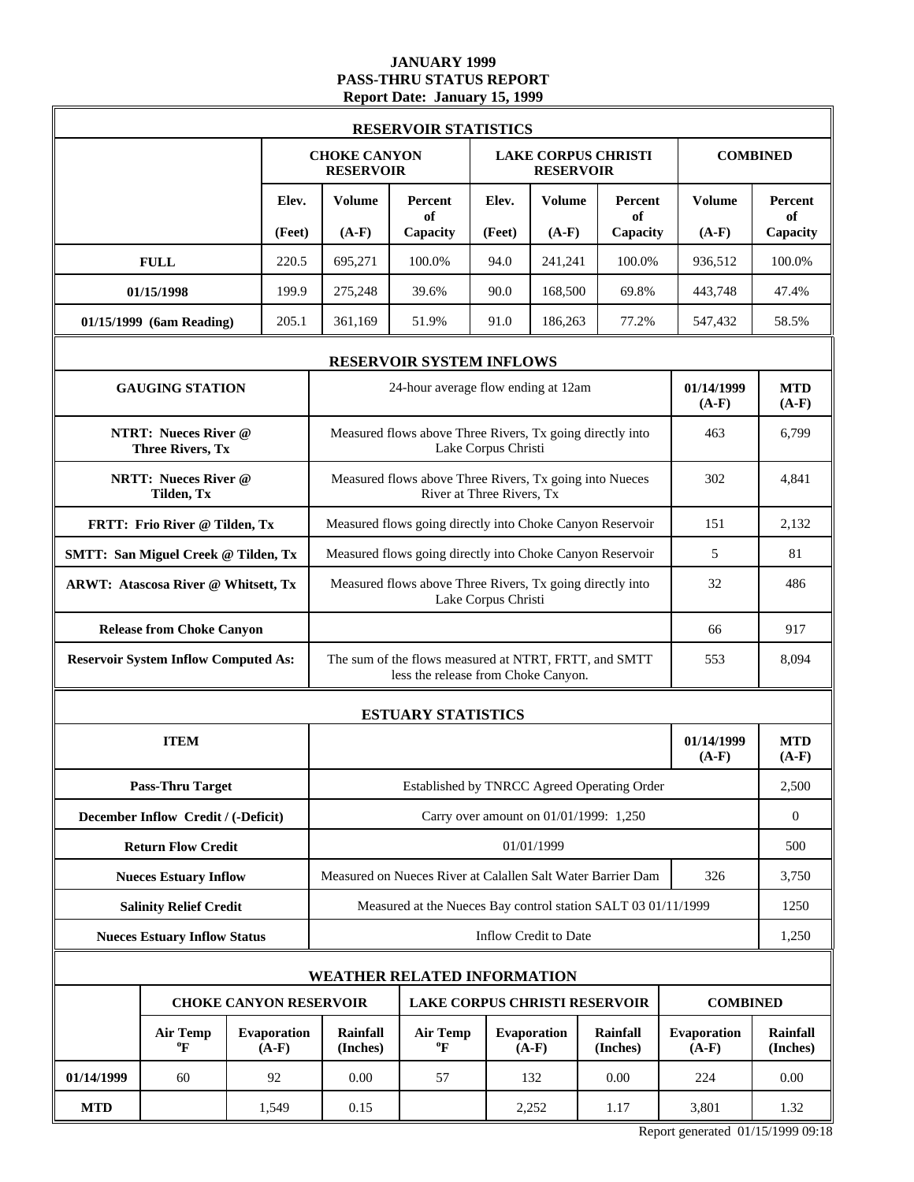# JANUARY 1999
## PASS-THRU STATUS REPORT
### Report Date: January 15, 1999

## RESERVOIR STATISTICS

| | CHOKE CANYON RESERVOIR | | | LAKE CORPUS CHRISTI RESERVOIR | | | COMBINED | |
|---|---|---|---|---|---|---|---|---|
| | Elev. (Feet) | Volume (A-F) | Percent of Capacity | Elev. (Feet) | Volume (A-F) | Percent of Capacity | Volume (A-F) | Percent of Capacity |
| **FULL** | 220.5 | 695,271 | 100.0% | 94.0 | 241,241 | 100.0% | 936,512 | 100.0% |
| **01/15/1998** | 199.9 | 275,248 | 39.6% | 90.0 | 168,500 | 69.8% | 443,748 | 47.4% |
| **01/15/1999 (6am Reading)** | 205.1 | 361,169 | 51.9% | 91.0 | 186,263 | 77.2% | 547,432 | 58.5% |

## RESERVOIR SYSTEM INFLOWS

| GAUGING STATION | 24-hour average flow ending at 12am | 01/14/1999 (A-F) | MTD (A-F) |
|---|---|---|---|
| **NTRT: Nueces River @ Three Rivers, Tx** | Measured flows above Three Rivers, Tx going directly into Lake Corpus Christi | 463 | 6,799 |
| **NRTT: Nueces River @ Tilden, Tx** | Measured flows above Three Rivers, Tx going into Nueces River at Three Rivers, Tx | 302 | 4,841 |
| **FRTT: Frio River @ Tilden, Tx** | Measured flows going directly into Choke Canyon Reservoir | 151 | 2,132 |
| **SMTT: San Miguel Creek @ Tilden, Tx** | Measured flows going directly into Choke Canyon Reservoir | 5 | 81 |
| **ARWT: Atascosa River @ Whitsett, Tx** | Measured flows above Three Rivers, Tx going directly into Lake Corpus Christi | 32 | 486 |
| **Release from Choke Canyon** | | 66 | 917 |
| **Reservoir System Inflow Computed As:** | The sum of the flows measured at NTRT, FRTT, and SMTT less the release from Choke Canyon. | 553 | 8,094 |

## ESTUARY STATISTICS

| ITEM | | 01/14/1999 (A-F) | MTD (A-F) |
|---|---|---|---|
| **Pass-Thru Target** | Established by TNRCC Agreed Operating Order | | 2,500 |
| **December Inflow Credit / (-Deficit)** | Carry over amount on 01/01/1999: 1,250 | | 0 |
| **Return Flow Credit** | 01/01/1999 | | 500 |
| **Nueces Estuary Inflow** | Measured on Nueces River at Calallen Salt Water Barrier Dam | 326 | 3,750 |
| **Salinity Relief Credit** | Measured at the Nueces Bay control station SALT 03 01/11/1999 | | 1250 |
| **Nueces Estuary Inflow Status** | Inflow Credit to Date | | 1,250 |

## WEATHER RELATED INFORMATION

| | CHOKE CANYON RESERVOIR | | | LAKE CORPUS CHRISTI RESERVOIR | | | COMBINED | |
|---|---|---|---|---|---|---|---|---|
| | Air Temp °F | Evaporation (A-F) | Rainfall (Inches) | Air Temp °F | Evaporation (A-F) | Rainfall (Inches) | Evaporation (A-F) | Rainfall (Inches) |
| **01/14/1999** | 60 | 92 | 0.00 | 57 | 132 | 0.00 | 224 | 0.00 |
| **MTD** | | 1,549 | 0.15 | | 2,252 | 1.17 | 3,801 | 1.32 |

Report generated 01/15/1999 09:18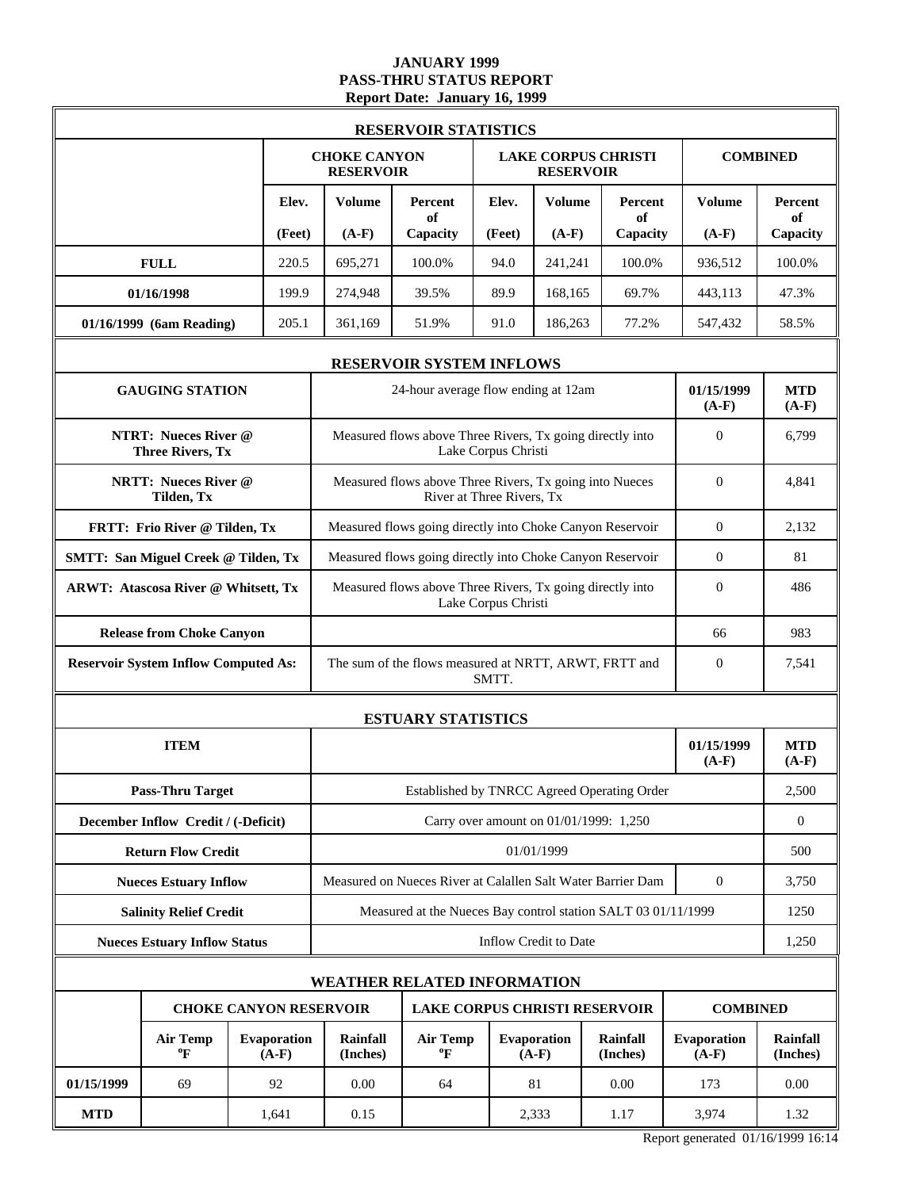# JANUARY 1999
# PASS-THRU STATUS REPORT
## Report Date: January 16, 1999

### RESERVOIR STATISTICS

| | CHOKE CANYON RESERVOIR | | | LAKE CORPUS CHRISTI RESERVOIR | | | COMBINED | |
|---|---|---|---|---|---|---|---|---|
| | Elev. (Feet) | Volume (A-F) | Percent of Capacity | Elev. (Feet) | Volume (A-F) | Percent of Capacity | Volume (A-F) | Percent of Capacity |
| **FULL** | 220.5 | 695,271 | 100.0% | 94.0 | 241,241 | 100.0% | 936,512 | 100.0% |
| **01/16/1998** | 199.9 | 274,948 | 39.5% | 89.9 | 168,165 | 69.7% | 443,113 | 47.3% |
| **01/16/1999 (6am Reading)** | 205.1 | 361,169 | 51.9% | 91.0 | 186,263 | 77.2% | 547,432 | 58.5% |

### RESERVOIR SYSTEM INFLOWS

| GAUGING STATION | 24-hour average flow ending at 12am | 01/15/1999 (A-F) | MTD (A-F) |
|---|---|---|---|
| **NTRT: Nueces River @ Three Rivers, Tx** | Measured flows above Three Rivers, Tx going directly into Lake Corpus Christi | 0 | 6,799 |
| **NRTT: Nueces River @ Tilden, Tx** | Measured flows above Three Rivers, Tx going into Nueces River at Three Rivers, Tx | 0 | 4,841 |
| **FRTT: Frio River @ Tilden, Tx** | Measured flows going directly into Choke Canyon Reservoir | 0 | 2,132 |
| **SMTT: San Miguel Creek @ Tilden, Tx** | Measured flows going directly into Choke Canyon Reservoir | 0 | 81 |
| **ARWT: Atascosa River @ Whitsett, Tx** | Measured flows above Three Rivers, Tx going directly into Lake Corpus Christi | 0 | 486 |
| **Release from Choke Canyon** | | 66 | 983 |
| **Reservoir System Inflow Computed As:** | The sum of the flows measured at NRTT, ARWT, FRTT and SMTT. | 0 | 7,541 |

### ESTUARY STATISTICS

| ITEM | | 01/15/1999 (A-F) | MTD (A-F) |
|---|---|---|---|
| **Pass-Thru Target** | Established by TNRCC Agreed Operating Order | | 2,500 |
| **December Inflow Credit / (-Deficit)** | Carry over amount on 01/01/1999: 1,250 | | 0 |
| **Return Flow Credit** | 01/01/1999 | | 500 |
| **Nueces Estuary Inflow** | Measured on Nueces River at Calallen Salt Water Barrier Dam | 0 | 3,750 |
| **Salinity Relief Credit** | Measured at the Nueces Bay control station SALT 03 01/11/1999 | | 1250 |
| **Nueces Estuary Inflow Status** | Inflow Credit to Date | | 1,250 |

### WEATHER RELATED INFORMATION

| | CHOKE CANYON RESERVOIR | | | LAKE CORPUS CHRISTI RESERVOIR | | | COMBINED | |
|---|---|---|---|---|---|---|---|---|
| | Air Temp °F | Evaporation (A-F) | Rainfall (Inches) | Air Temp °F | Evaporation (A-F) | Rainfall (Inches) | Evaporation (A-F) | Rainfall (Inches) |
| **01/15/1999** | 69 | 92 | 0.00 | 64 | 81 | 0.00 | 173 | 0.00 |
| **MTD** | | 1,641 | 0.15 | | 2,333 | 1.17 | 3,974 | 1.32 |

Report generated 01/16/1999 16:14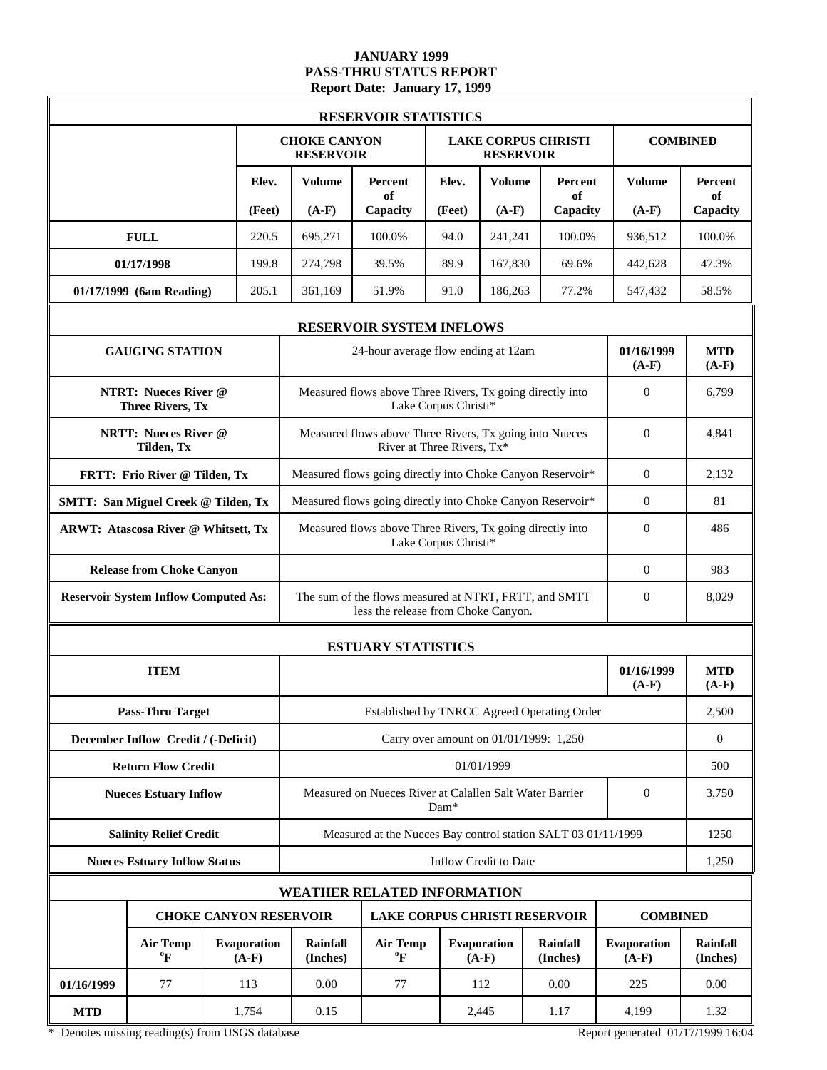# JANUARY 1999
## PASS-THRU STATUS REPORT
### Report Date: January 17, 1999

**RESERVOIR STATISTICS**

| | CHOKE CANYON RESERVOIR | | | LAKE CORPUS CHRISTI RESERVOIR | | | COMBINED | |
|---|---|---|---|---|---|---|---|---|
| | Elev. (Feet) | Volume (A-F) | Percent of Capacity | Elev. (Feet) | Volume (A-F) | Percent of Capacity | Volume (A-F) | Percent of Capacity |
| **FULL** | 220.5 | 695,271 | 100.0% | 94.0 | 241,241 | 100.0% | 936,512 | 100.0% |
| **01/17/1998** | 199.8 | 274,798 | 39.5% | 89.9 | 167,830 | 69.6% | 442,628 | 47.3% |
| **01/17/1999 (6am Reading)** | 205.1 | 361,169 | 51.9% | 91.0 | 186,263 | 77.2% | 547,432 | 58.5% |

**RESERVOIR SYSTEM INFLOWS**

| GAUGING STATION | 24-hour average flow ending at 12am | 01/16/1999 (A-F) | MTD (A-F) |
|---|---|---|---|
| **NTRT: Nueces River @ Three Rivers, Tx** | Measured flows above Three Rivers, Tx going directly into Lake Corpus Christi* | 0 | 6,799 |
| **NRTT: Nueces River @ Tilden, Tx** | Measured flows above Three Rivers, Tx going into Nueces River at Three Rivers, Tx* | 0 | 4,841 |
| **FRTT: Frio River @ Tilden, Tx** | Measured flows going directly into Choke Canyon Reservoir* | 0 | 2,132 |
| **SMTT: San Miguel Creek @ Tilden, Tx** | Measured flows going directly into Choke Canyon Reservoir* | 0 | 81 |
| **ARWT: Atascosa River @ Whitsett, Tx** | Measured flows above Three Rivers, Tx going directly into Lake Corpus Christi* | 0 | 486 |
| **Release from Choke Canyon** | | 0 | 983 |
| **Reservoir System Inflow Computed As:** | The sum of the flows measured at NTRT, FRTT, and SMTT less the release from Choke Canyon. | 0 | 8,029 |

**ESTUARY STATISTICS**

| ITEM | | 01/16/1999 (A-F) | MTD (A-F) |
|---|---|---|---|
| **Pass-Thru Target** | Established by TNRCC Agreed Operating Order | | 2,500 |
| **December Inflow Credit / (-Deficit)** | Carry over amount on 01/01/1999: 1,250 | | 0 |
| **Return Flow Credit** | 01/01/1999 | | 500 |
| **Nueces Estuary Inflow** | Measured on Nueces River at Calallen Salt Water Barrier Dam* | 0 | 3,750 |
| **Salinity Relief Credit** | Measured at the Nueces Bay control station SALT 03 01/11/1999 | | 1250 |
| **Nueces Estuary Inflow Status** | Inflow Credit to Date | | 1,250 |

**WEATHER RELATED INFORMATION**

| | CHOKE CANYON RESERVOIR | | | LAKE CORPUS CHRISTI RESERVOIR | | | COMBINED | |
|---|---|---|---|---|---|---|---|---|
| | Air Temp °F | Evaporation (A-F) | Rainfall (Inches) | Air Temp °F | Evaporation (A-F) | Rainfall (Inches) | Evaporation (A-F) | Rainfall (Inches) |
| **01/16/1999** | 77 | 113 | 0.00 | 77 | 112 | 0.00 | 225 | 0.00 |
| **MTD** | | 1,754 | 0.15 | | 2,445 | 1.17 | 4,199 | 1.32 |

\* Denotes missing reading(s) from USGS database

Report generated 01/17/1999 16:04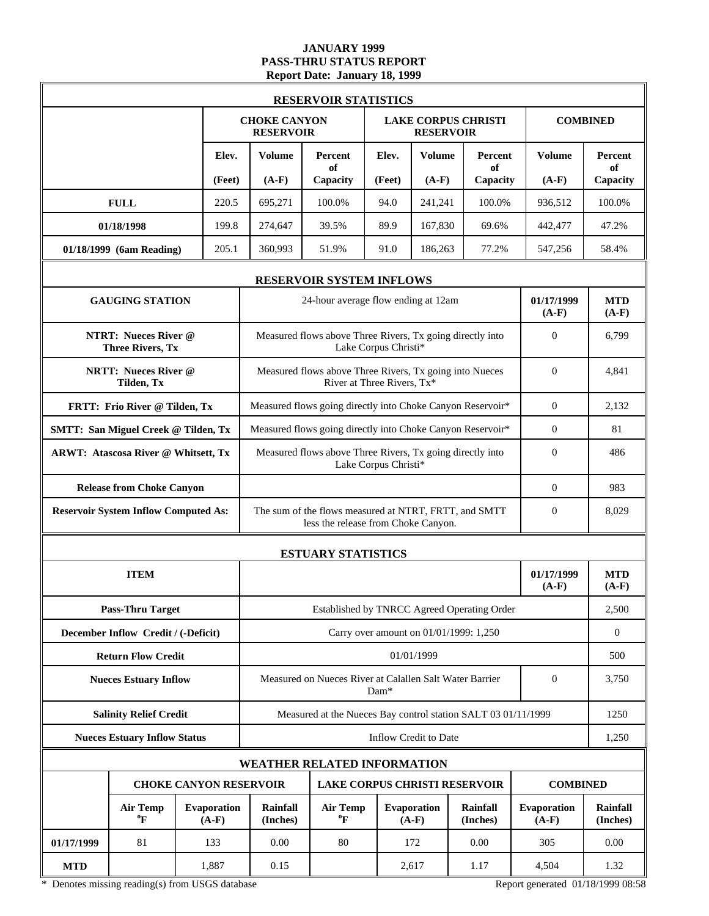# JANUARY 1999
## PASS-THRU STATUS REPORT
### Report Date: January 18, 1999

**RESERVOIR STATISTICS**

| | CHOKE CANYON RESERVOIR | | | LAKE CORPUS CHRISTI RESERVOIR | | | COMBINED | |
|---|---|---|---|---|---|---|---|---|
| | Elev. (Feet) | Volume (A-F) | Percent of Capacity | Elev. (Feet) | Volume (A-F) | Percent of Capacity | Volume (A-F) | Percent of Capacity |
| **FULL** | 220.5 | 695,271 | 100.0% | 94.0 | 241,241 | 100.0% | 936,512 | 100.0% |
| **01/18/1998** | 199.8 | 274,647 | 39.5% | 89.9 | 167,830 | 69.6% | 442,477 | 47.2% |
| **01/18/1999 (6am Reading)** | 205.1 | 360,993 | 51.9% | 91.0 | 186,263 | 77.2% | 547,256 | 58.4% |

**RESERVOIR SYSTEM INFLOWS**

| GAUGING STATION | 24-hour average flow ending at 12am | 01/17/1999 (A-F) | MTD (A-F) |
|---|---|---|---|
| **NTRT: Nueces River @ Three Rivers, Tx** | Measured flows above Three Rivers, Tx going directly into Lake Corpus Christi* | 0 | 6,799 |
| **NRTT: Nueces River @ Tilden, Tx** | Measured flows above Three Rivers, Tx going into Nueces River at Three Rivers, Tx* | 0 | 4,841 |
| **FRTT: Frio River @ Tilden, Tx** | Measured flows going directly into Choke Canyon Reservoir* | 0 | 2,132 |
| **SMTT: San Miguel Creek @ Tilden, Tx** | Measured flows going directly into Choke Canyon Reservoir* | 0 | 81 |
| **ARWT: Atascosa River @ Whitsett, Tx** | Measured flows above Three Rivers, Tx going directly into Lake Corpus Christi* | 0 | 486 |
| **Release from Choke Canyon** | | 0 | 983 |
| **Reservoir System Inflow Computed As:** | The sum of the flows measured at NTRT, FRTT, and SMTT less the release from Choke Canyon. | 0 | 8,029 |

**ESTUARY STATISTICS**

| ITEM | | 01/17/1999 (A-F) | MTD (A-F) |
|---|---|---|---|
| **Pass-Thru Target** | Established by TNRCC Agreed Operating Order | | 2,500 |
| **December Inflow Credit / (-Deficit)** | Carry over amount on 01/01/1999: 1,250 | | 0 |
| **Return Flow Credit** | 01/01/1999 | | 500 |
| **Nueces Estuary Inflow** | Measured on Nueces River at Calallen Salt Water Barrier Dam* | 0 | 3,750 |
| **Salinity Relief Credit** | Measured at the Nueces Bay control station SALT 03 01/11/1999 | | 1250 |
| **Nueces Estuary Inflow Status** | Inflow Credit to Date | | 1,250 |

**WEATHER RELATED INFORMATION**

| | CHOKE CANYON RESERVOIR | | | LAKE CORPUS CHRISTI RESERVOIR | | | COMBINED | |
|---|---|---|---|---|---|---|---|---|
| | Air Temp °F | Evaporation (A-F) | Rainfall (Inches) | Air Temp °F | Evaporation (A-F) | Rainfall (Inches) | Evaporation (A-F) | Rainfall (Inches) |
| **01/17/1999** | 81 | 133 | 0.00 | 80 | 172 | 0.00 | 305 | 0.00 |
| **MTD** | | 1,887 | 0.15 | | 2,617 | 1.17 | 4,504 | 1.32 |

\* Denotes missing reading(s) from USGS database

Report generated 01/18/1999 08:58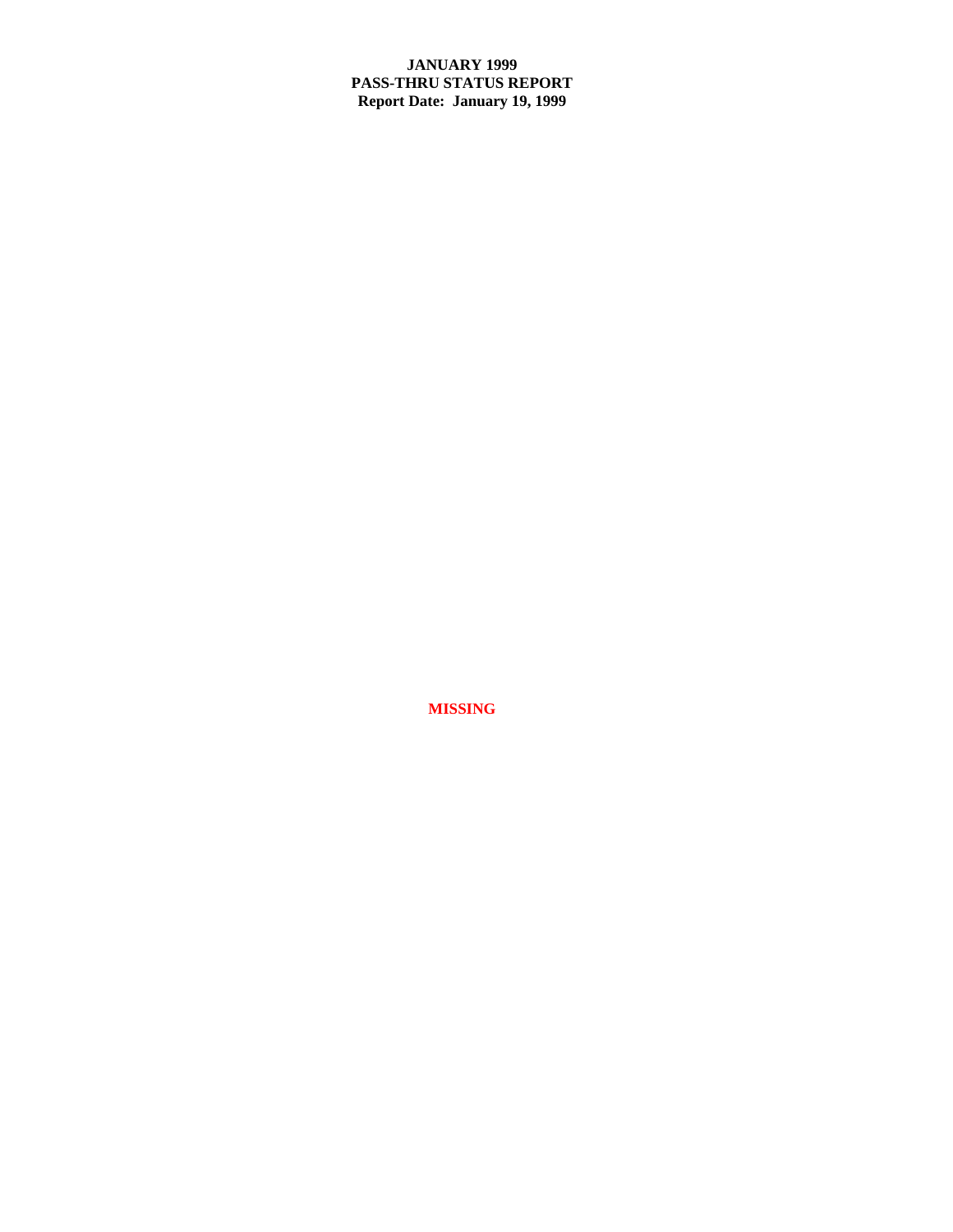**JANUARY 1999**
**PASS-THRU STATUS REPORT**
**Report Date: January 19, 1999**

**MISSING**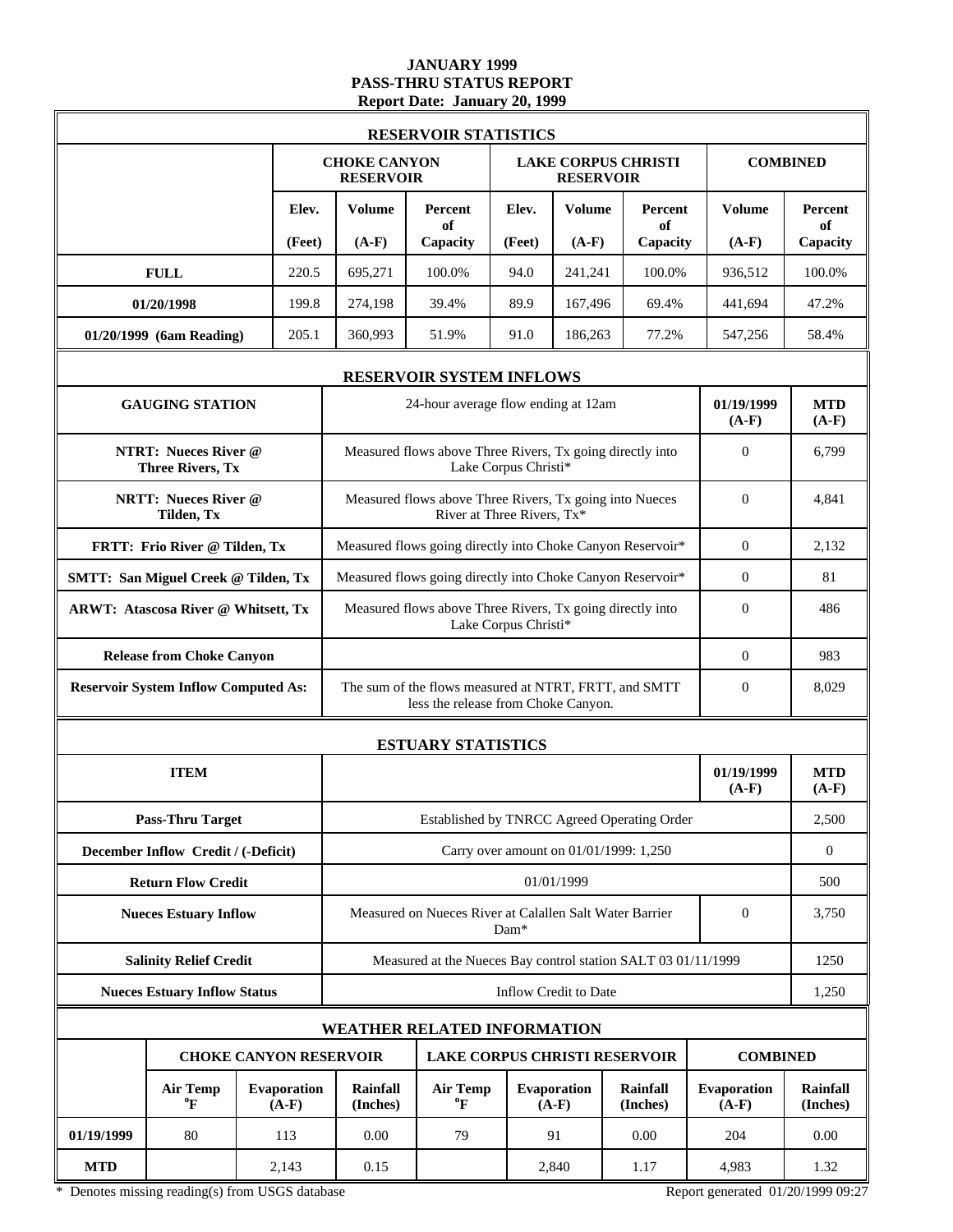# JANUARY 1999
## PASS-THRU STATUS REPORT
### Report Date: January 20, 1999

| RESERVOIR STATISTICS | | | | | | | | |
|---|---|---|---|---|---|---|---|---|
| | CHOKE CANYON RESERVOIR | | | LAKE CORPUS CHRISTI RESERVOIR | | | COMBINED | |
| | Elev. (Feet) | Volume (A-F) | Percent of Capacity | Elev. (Feet) | Volume (A-F) | Percent of Capacity | Volume (A-F) | Percent of Capacity |
| **FULL** | 220.5 | 695,271 | 100.0% | 94.0 | 241,241 | 100.0% | 936,512 | 100.0% |
| **01/20/1998** | 199.8 | 274,198 | 39.4% | 89.9 | 167,496 | 69.4% | 441,694 | 47.2% |
| **01/20/1999 (6am Reading)** | 205.1 | 360,993 | 51.9% | 91.0 | 186,263 | 77.2% | 547,256 | 58.4% |

| RESERVOIR SYSTEM INFLOWS | | | |
|---|---|---|---|
| **GAUGING STATION** | 24-hour average flow ending at 12am | **01/19/1999 (A-F)** | **MTD (A-F)** |
| **NTRT: Nueces River @ Three Rivers, Tx** | Measured flows above Three Rivers, Tx going directly into Lake Corpus Christi* | 0 | 6,799 |
| **NRTT: Nueces River @ Tilden, Tx** | Measured flows above Three Rivers, Tx going into Nueces River at Three Rivers, Tx* | 0 | 4,841 |
| **FRTT: Frio River @ Tilden, Tx** | Measured flows going directly into Choke Canyon Reservoir* | 0 | 2,132 |
| **SMTT: San Miguel Creek @ Tilden, Tx** | Measured flows going directly into Choke Canyon Reservoir* | 0 | 81 |
| **ARWT: Atascosa River @ Whitsett, Tx** | Measured flows above Three Rivers, Tx going directly into Lake Corpus Christi* | 0 | 486 |
| **Release from Choke Canyon** | | 0 | 983 |
| **Reservoir System Inflow Computed As:** | The sum of the flows measured at NTRT, FRTT, and SMTT less the release from Choke Canyon. | 0 | 8,029 |

| ESTUARY STATISTICS | | | |
|---|---|---|---|
| **ITEM** | | **01/19/1999 (A-F)** | **MTD (A-F)** |
| **Pass-Thru Target** | Established by TNRCC Agreed Operating Order | | 2,500 |
| **December Inflow Credit / (-Deficit)** | Carry over amount on 01/01/1999: 1,250 | | 0 |
| **Return Flow Credit** | 01/01/1999 | | 500 |
| **Nueces Estuary Inflow** | Measured on Nueces River at Calallen Salt Water Barrier Dam* | 0 | 3,750 |
| **Salinity Relief Credit** | Measured at the Nueces Bay control station SALT 03 01/11/1999 | | 1250 |
| **Nueces Estuary Inflow Status** | Inflow Credit to Date | | 1,250 |

| WEATHER RELATED INFORMATION | | | | | | | | |
|---|---|---|---|---|---|---|---|---|
| | CHOKE CANYON RESERVOIR | | | LAKE CORPUS CHRISTI RESERVOIR | | | COMBINED | |
| | Air Temp °F | Evaporation (A-F) | Rainfall (Inches) | Air Temp °F | Evaporation (A-F) | Rainfall (Inches) | Evaporation (A-F) | Rainfall (Inches) |
| **01/19/1999** | 80 | 113 | 0.00 | 79 | 91 | 0.00 | 204 | 0.00 |
| **MTD** | | 2,143 | 0.15 | | 2,840 | 1.17 | 4,983 | 1.32 |

\* Denotes missing reading(s) from USGS database

Report generated 01/20/1999 09:27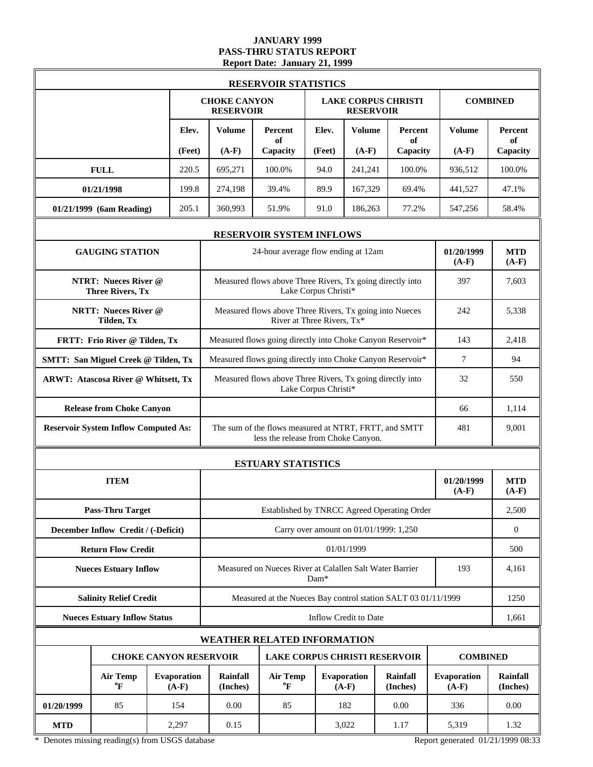# JANUARY 1999
## PASS-THRU STATUS REPORT
### Report Date: January 21, 1999

**RESERVOIR STATISTICS**

| | CHOKE CANYON RESERVOIR | | | LAKE CORPUS CHRISTI RESERVOIR | | | COMBINED | |
|---|---|---|---|---|---|---|---|---|
| | Elev. (Feet) | Volume (A-F) | Percent of Capacity | Elev. (Feet) | Volume (A-F) | Percent of Capacity | Volume (A-F) | Percent of Capacity |
| FULL | 220.5 | 695,271 | 100.0% | 94.0 | 241,241 | 100.0% | 936,512 | 100.0% |
| 01/21/1998 | 199.8 | 274,198 | 39.4% | 89.9 | 167,329 | 69.4% | 441,527 | 47.1% |
| 01/21/1999 (6am Reading) | 205.1 | 360,993 | 51.9% | 91.0 | 186,263 | 77.2% | 547,256 | 58.4% |

**RESERVOIR SYSTEM INFLOWS**

| GAUGING STATION | 24-hour average flow ending at 12am | 01/20/1999 (A-F) | MTD (A-F) |
|---|---|---|---|
| NTRT: Nueces River @ Three Rivers, Tx | Measured flows above Three Rivers, Tx going directly into Lake Corpus Christi* | 397 | 7,603 |
| NRTT: Nueces River @ Tilden, Tx | Measured flows above Three Rivers, Tx going into Nueces River at Three Rivers, Tx* | 242 | 5,338 |
| FRTT: Frio River @ Tilden, Tx | Measured flows going directly into Choke Canyon Reservoir* | 143 | 2,418 |
| SMTT: San Miguel Creek @ Tilden, Tx | Measured flows going directly into Choke Canyon Reservoir* | 7 | 94 |
| ARWT: Atascosa River @ Whitsett, Tx | Measured flows above Three Rivers, Tx going directly into Lake Corpus Christi* | 32 | 550 |
| Release from Choke Canyon | | 66 | 1,114 |
| Reservoir System Inflow Computed As: | The sum of the flows measured at NTRT, FRTT, and SMTT less the release from Choke Canyon. | 481 | 9,001 |

**ESTUARY STATISTICS**

| ITEM | | 01/20/1999 (A-F) | MTD (A-F) |
|---|---|---|---|
| Pass-Thru Target | Established by TNRCC Agreed Operating Order | | 2,500 |
| December Inflow Credit / (-Deficit) | Carry over amount on 01/01/1999: 1,250 | | 0 |
| Return Flow Credit | 01/01/1999 | | 500 |
| Nueces Estuary Inflow | Measured on Nueces River at Calallen Salt Water Barrier Dam* | 193 | 4,161 |
| Salinity Relief Credit | Measured at the Nueces Bay control station SALT 03 01/11/1999 | | 1250 |
| Nueces Estuary Inflow Status | Inflow Credit to Date | | 1,661 |

**WEATHER RELATED INFORMATION**

| | CHOKE CANYON RESERVOIR | | | LAKE CORPUS CHRISTI RESERVOIR | | | COMBINED | |
|---|---|---|---|---|---|---|---|---|
| | Air Temp °F | Evaporation (A-F) | Rainfall (Inches) | Air Temp °F | Evaporation (A-F) | Rainfall (Inches) | Evaporation (A-F) | Rainfall (Inches) |
| 01/20/1999 | 85 | 154 | 0.00 | 85 | 182 | 0.00 | 336 | 0.00 |
| MTD | | 2,297 | 0.15 | | 3,022 | 1.17 | 5,319 | 1.32 |

\* Denotes missing reading(s) from USGS database

Report generated 01/21/1999 08:33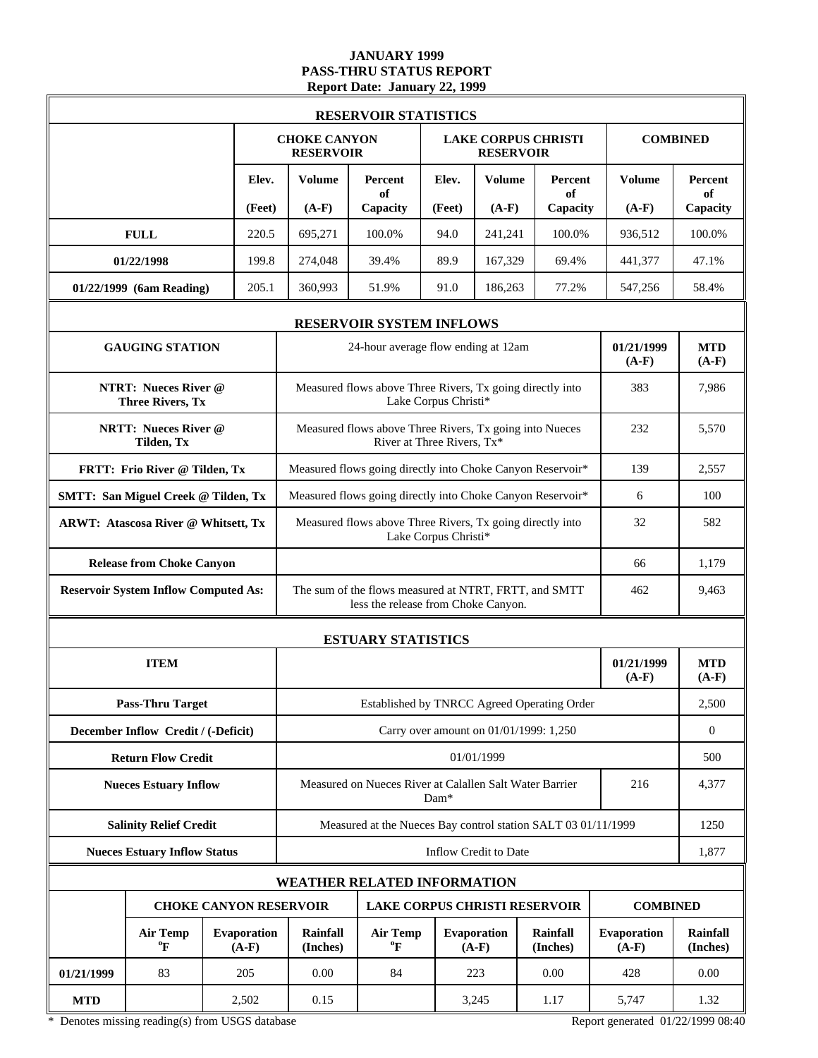# JANUARY 1999
## PASS-THRU STATUS REPORT
### Report Date: January 22, 1999

**RESERVOIR STATISTICS**

| | CHOKE CANYON RESERVOIR | | | LAKE CORPUS CHRISTI RESERVOIR | | | COMBINED | |
|---|---|---|---|---|---|---|---|---|
| | Elev. (Feet) | Volume (A-F) | Percent of Capacity | Elev. (Feet) | Volume (A-F) | Percent of Capacity | Volume (A-F) | Percent of Capacity |
| **FULL** | 220.5 | 695,271 | 100.0% | 94.0 | 241,241 | 100.0% | 936,512 | 100.0% |
| **01/22/1998** | 199.8 | 274,048 | 39.4% | 89.9 | 167,329 | 69.4% | 441,377 | 47.1% |
| **01/22/1999 (6am Reading)** | 205.1 | 360,993 | 51.9% | 91.0 | 186,263 | 77.2% | 547,256 | 58.4% |

**RESERVOIR SYSTEM INFLOWS**

| GAUGING STATION | 24-hour average flow ending at 12am | 01/21/1999 (A-F) | MTD (A-F) |
|---|---|---|---|
| **NTRT: Nueces River @ Three Rivers, Tx** | Measured flows above Three Rivers, Tx going directly into Lake Corpus Christi* | 383 | 7,986 |
| **NRTT: Nueces River @ Tilden, Tx** | Measured flows above Three Rivers, Tx going into Nueces River at Three Rivers, Tx* | 232 | 5,570 |
| **FRTT: Frio River @ Tilden, Tx** | Measured flows going directly into Choke Canyon Reservoir* | 139 | 2,557 |
| **SMTT: San Miguel Creek @ Tilden, Tx** | Measured flows going directly into Choke Canyon Reservoir* | 6 | 100 |
| **ARWT: Atascosa River @ Whitsett, Tx** | Measured flows above Three Rivers, Tx going directly into Lake Corpus Christi* | 32 | 582 |
| **Release from Choke Canyon** | | 66 | 1,179 |
| **Reservoir System Inflow Computed As:** | The sum of the flows measured at NTRT, FRTT, and SMTT less the release from Choke Canyon. | 462 | 9,463 |

**ESTUARY STATISTICS**

| ITEM | | 01/21/1999 (A-F) | MTD (A-F) |
|---|---|---|---|
| **Pass-Thru Target** | Established by TNRCC Agreed Operating Order | | 2,500 |
| **December Inflow Credit / (-Deficit)** | Carry over amount on 01/01/1999: 1,250 | | 0 |
| **Return Flow Credit** | 01/01/1999 | | 500 |
| **Nueces Estuary Inflow** | Measured on Nueces River at Calallen Salt Water Barrier Dam* | 216 | 4,377 |
| **Salinity Relief Credit** | Measured at the Nueces Bay control station SALT 03 01/11/1999 | | 1250 |
| **Nueces Estuary Inflow Status** | Inflow Credit to Date | | 1,877 |

**WEATHER RELATED INFORMATION**

| | CHOKE CANYON RESERVOIR | | | LAKE CORPUS CHRISTI RESERVOIR | | | COMBINED | |
|---|---|---|---|---|---|---|---|---|
| | Air Temp °F | Evaporation (A-F) | Rainfall (Inches) | Air Temp °F | Evaporation (A-F) | Rainfall (Inches) | Evaporation (A-F) | Rainfall (Inches) |
| **01/21/1999** | 83 | 205 | 0.00 | 84 | 223 | 0.00 | 428 | 0.00 |
| **MTD** | | 2,502 | 0.15 | | 3,245 | 1.17 | 5,747 | 1.32 |

* Denotes missing reading(s) from USGS database

Report generated 01/22/1999 08:40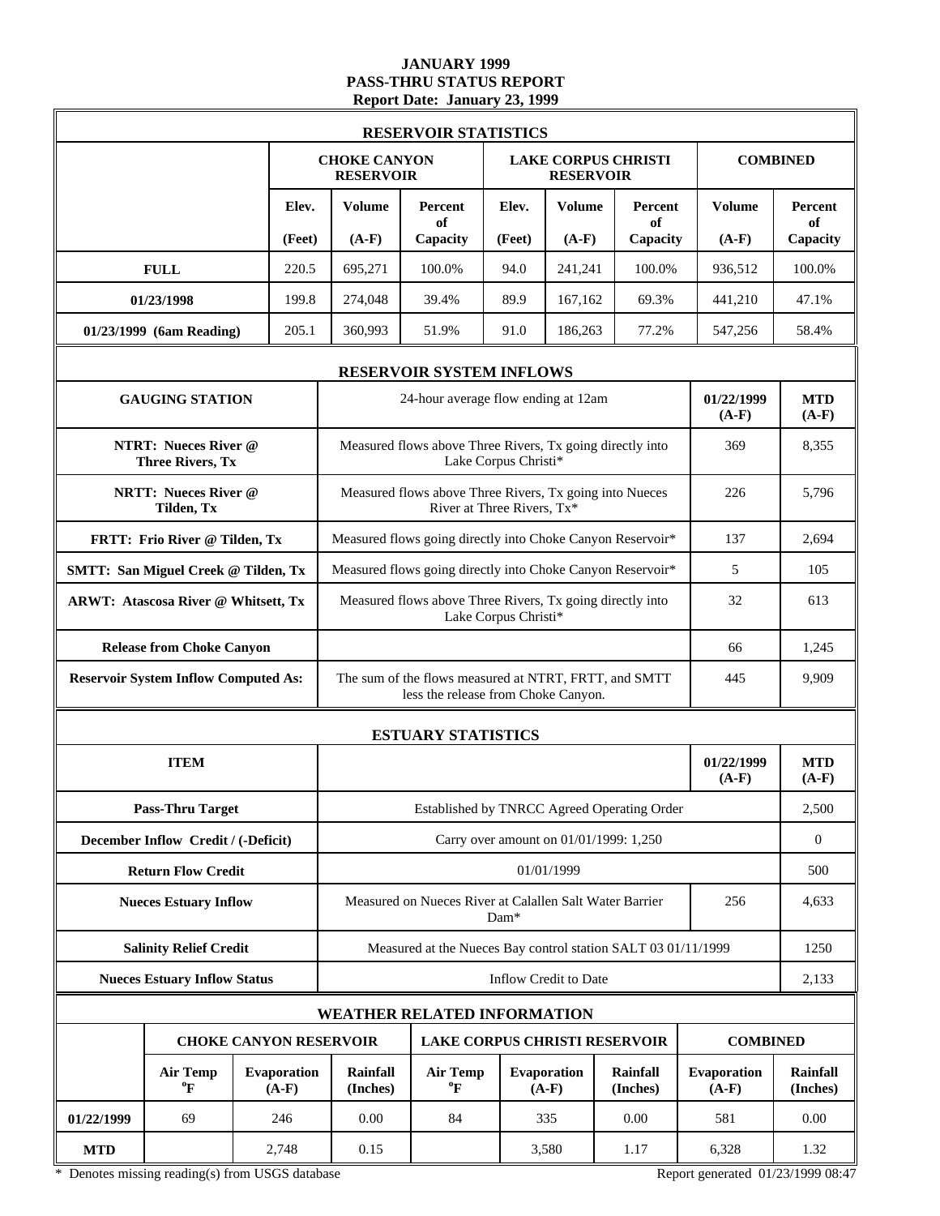# JANUARY 1999
## PASS-THRU STATUS REPORT
### Report Date: January 23, 1999

**RESERVOIR STATISTICS**

| | CHOKE CANYON RESERVOIR | | | LAKE CORPUS CHRISTI RESERVOIR | | | COMBINED | |
|---|---|---|---|---|---|---|---|---|
| | Elev. (Feet) | Volume (A-F) | Percent of Capacity | Elev. (Feet) | Volume (A-F) | Percent of Capacity | Volume (A-F) | Percent of Capacity |
| **FULL** | 220.5 | 695,271 | 100.0% | 94.0 | 241,241 | 100.0% | 936,512 | 100.0% |
| **01/23/1998** | 199.8 | 274,048 | 39.4% | 89.9 | 167,162 | 69.3% | 441,210 | 47.1% |
| **01/23/1999 (6am Reading)** | 205.1 | 360,993 | 51.9% | 91.0 | 186,263 | 77.2% | 547,256 | 58.4% |

**RESERVOIR SYSTEM INFLOWS**

| GAUGING STATION | 24-hour average flow ending at 12am | 01/22/1999 (A-F) | MTD (A-F) |
|---|---|---|---|
| **NTRT: Nueces River @ Three Rivers, Tx** | Measured flows above Three Rivers, Tx going directly into Lake Corpus Christi* | 369 | 8,355 |
| **NRTT: Nueces River @ Tilden, Tx** | Measured flows above Three Rivers, Tx going into Nueces River at Three Rivers, Tx* | 226 | 5,796 |
| **FRTT: Frio River @ Tilden, Tx** | Measured flows going directly into Choke Canyon Reservoir* | 137 | 2,694 |
| **SMTT: San Miguel Creek @ Tilden, Tx** | Measured flows going directly into Choke Canyon Reservoir* | 5 | 105 |
| **ARWT: Atascosa River @ Whitsett, Tx** | Measured flows above Three Rivers, Tx going directly into Lake Corpus Christi* | 32 | 613 |
| **Release from Choke Canyon** | | 66 | 1,245 |
| **Reservoir System Inflow Computed As:** | The sum of the flows measured at NTRT, FRTT, and SMTT less the release from Choke Canyon. | 445 | 9,909 |

**ESTUARY STATISTICS**

| ITEM | | 01/22/1999 (A-F) | MTD (A-F) |
|---|---|---|---|
| **Pass-Thru Target** | Established by TNRCC Agreed Operating Order | | 2,500 |
| **December Inflow Credit / (-Deficit)** | Carry over amount on 01/01/1999: 1,250 | | 0 |
| **Return Flow Credit** | 01/01/1999 | | 500 |
| **Nueces Estuary Inflow** | Measured on Nueces River at Calallen Salt Water Barrier Dam* | 256 | 4,633 |
| **Salinity Relief Credit** | Measured at the Nueces Bay control station SALT 03 01/11/1999 | | 1250 |
| **Nueces Estuary Inflow Status** | Inflow Credit to Date | | 2,133 |

**WEATHER RELATED INFORMATION**

| | CHOKE CANYON RESERVOIR | | | LAKE CORPUS CHRISTI RESERVOIR | | | COMBINED | |
|---|---|---|---|---|---|---|---|---|
| | Air Temp °F | Evaporation (A-F) | Rainfall (Inches) | Air Temp °F | Evaporation (A-F) | Rainfall (Inches) | Evaporation (A-F) | Rainfall (Inches) |
| **01/22/1999** | 69 | 246 | 0.00 | 84 | 335 | 0.00 | 581 | 0.00 |
| **MTD** | | 2,748 | 0.15 | | 3,580 | 1.17 | 6,328 | 1.32 |

* Denotes missing reading(s) from USGS database

Report generated 01/23/1999 08:47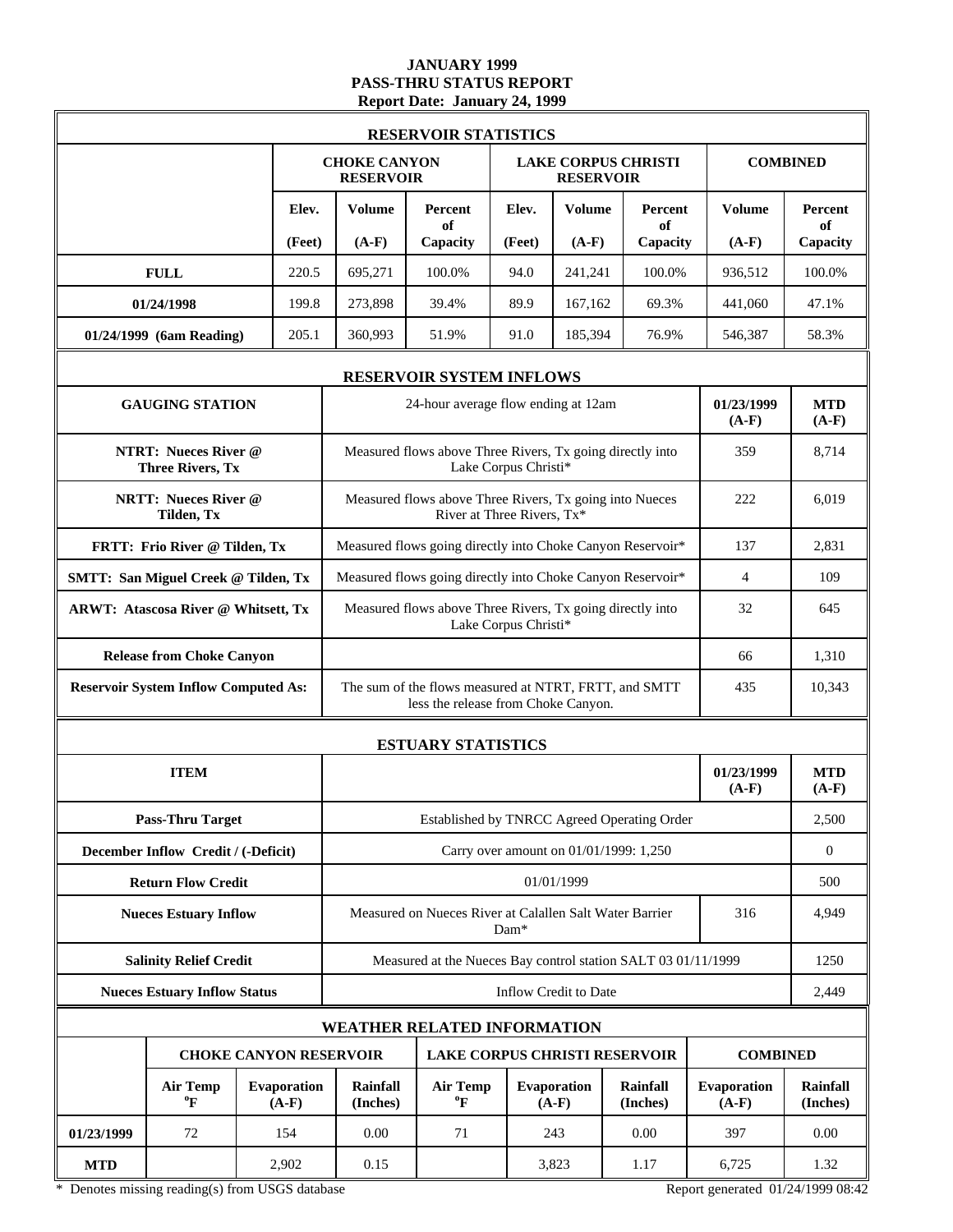# JANUARY 1999
## PASS-THRU STATUS REPORT
### Report Date: January 24, 1999

## RESERVOIR STATISTICS

| | CHOKE CANYON RESERVOIR | | | LAKE CORPUS CHRISTI RESERVOIR | | | COMBINED | |
|---|---|---|---|---|---|---|---|---|
| | Elev. (Feet) | Volume (A-F) | Percent of Capacity | Elev. (Feet) | Volume (A-F) | Percent of Capacity | Volume (A-F) | Percent of Capacity |
| **FULL** | 220.5 | 695,271 | 100.0% | 94.0 | 241,241 | 100.0% | 936,512 | 100.0% |
| **01/24/1998** | 199.8 | 273,898 | 39.4% | 89.9 | 167,162 | 69.3% | 441,060 | 47.1% |
| **01/24/1999 (6am Reading)** | 205.1 | 360,993 | 51.9% | 91.0 | 185,394 | 76.9% | 546,387 | 58.3% |

## RESERVOIR SYSTEM INFLOWS

| GAUGING STATION | 24-hour average flow ending at 12am | 01/23/1999 (A-F) | MTD (A-F) |
|---|---|---|---|
| **NTRT: Nueces River @ Three Rivers, Tx** | Measured flows above Three Rivers, Tx going directly into Lake Corpus Christi* | 359 | 8,714 |
| **NRTT: Nueces River @ Tilden, Tx** | Measured flows above Three Rivers, Tx going into Nueces River at Three Rivers, Tx* | 222 | 6,019 |
| **FRTT: Frio River @ Tilden, Tx** | Measured flows going directly into Choke Canyon Reservoir* | 137 | 2,831 |
| **SMTT: San Miguel Creek @ Tilden, Tx** | Measured flows going directly into Choke Canyon Reservoir* | 4 | 109 |
| **ARWT: Atascosa River @ Whitsett, Tx** | Measured flows above Three Rivers, Tx going directly into Lake Corpus Christi* | 32 | 645 |
| **Release from Choke Canyon** | | 66 | 1,310 |
| **Reservoir System Inflow Computed As:** | The sum of the flows measured at NTRT, FRTT, and SMTT less the release from Choke Canyon. | 435 | 10,343 |

## ESTUARY STATISTICS

| ITEM | | 01/23/1999 (A-F) | MTD (A-F) |
|---|---|---|---|
| **Pass-Thru Target** | Established by TNRCC Agreed Operating Order | | 2,500 |
| **December Inflow Credit / (-Deficit)** | Carry over amount on 01/01/1999: 1,250 | | 0 |
| **Return Flow Credit** | 01/01/1999 | | 500 |
| **Nueces Estuary Inflow** | Measured on Nueces River at Calallen Salt Water Barrier Dam* | 316 | 4,949 |
| **Salinity Relief Credit** | Measured at the Nueces Bay control station SALT 03 01/11/1999 | | 1250 |
| **Nueces Estuary Inflow Status** | Inflow Credit to Date | | 2,449 |

## WEATHER RELATED INFORMATION

| | CHOKE CANYON RESERVOIR | | | LAKE CORPUS CHRISTI RESERVOIR | | | COMBINED | |
|---|---|---|---|---|---|---|---|---|
| | Air Temp °F | Evaporation (A-F) | Rainfall (Inches) | Air Temp °F | Evaporation (A-F) | Rainfall (Inches) | Evaporation (A-F) | Rainfall (Inches) |
| **01/23/1999** | 72 | 154 | 0.00 | 71 | 243 | 0.00 | 397 | 0.00 |
| **MTD** | | 2,902 | 0.15 | | 3,823 | 1.17 | 6,725 | 1.32 |

\* Denotes missing reading(s) from USGS database

Report generated 01/24/1999 08:42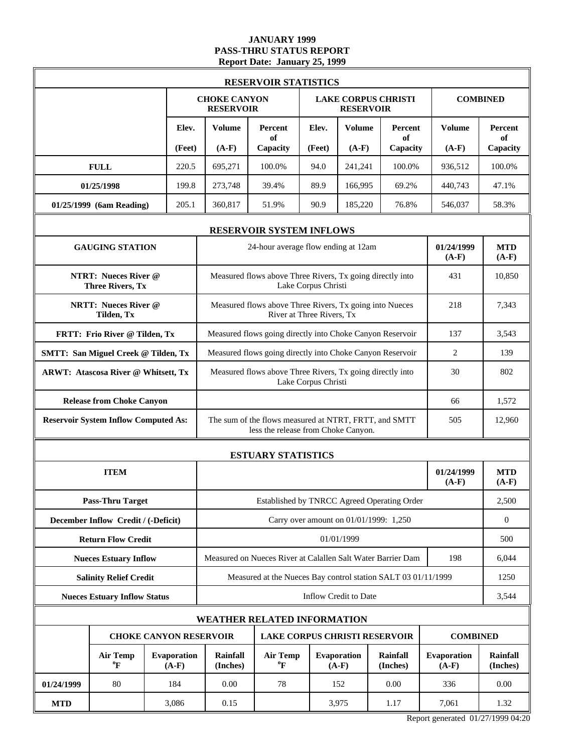# JANUARY 1999
## PASS-THRU STATUS REPORT
### Report Date: January 25, 1999

## RESERVOIR STATISTICS

| | CHOKE CANYON RESERVOIR | | | LAKE CORPUS CHRISTI RESERVOIR | | | COMBINED | |
|---|---|---|---|---|---|---|---|---|
| | Elev. (Feet) | Volume (A-F) | Percent of Capacity | Elev. (Feet) | Volume (A-F) | Percent of Capacity | Volume (A-F) | Percent of Capacity |
| **FULL** | 220.5 | 695,271 | 100.0% | 94.0 | 241,241 | 100.0% | 936,512 | 100.0% |
| **01/25/1998** | 199.8 | 273,748 | 39.4% | 89.9 | 166,995 | 69.2% | 440,743 | 47.1% |
| **01/25/1999 (6am Reading)** | 205.1 | 360,817 | 51.9% | 90.9 | 185,220 | 76.8% | 546,037 | 58.3% |

## RESERVOIR SYSTEM INFLOWS

| GAUGING STATION | 24-hour average flow ending at 12am | 01/24/1999 (A-F) | MTD (A-F) |
|---|---|---|---|
| **NTRT: Nueces River @ Three Rivers, Tx** | Measured flows above Three Rivers, Tx going directly into Lake Corpus Christi | 431 | 10,850 |
| **NRTT: Nueces River @ Tilden, Tx** | Measured flows above Three Rivers, Tx going into Nueces River at Three Rivers, Tx | 218 | 7,343 |
| **FRTT: Frio River @ Tilden, Tx** | Measured flows going directly into Choke Canyon Reservoir | 137 | 3,543 |
| **SMTT: San Miguel Creek @ Tilden, Tx** | Measured flows going directly into Choke Canyon Reservoir | 2 | 139 |
| **ARWT: Atascosa River @ Whitsett, Tx** | Measured flows above Three Rivers, Tx going directly into Lake Corpus Christi | 30 | 802 |
| **Release from Choke Canyon** | | 66 | 1,572 |
| **Reservoir System Inflow Computed As:** | The sum of the flows measured at NTRT, FRTT, and SMTT less the release from Choke Canyon. | 505 | 12,960 |

## ESTUARY STATISTICS

| ITEM | | 01/24/1999 (A-F) | MTD (A-F) |
|---|---|---|---|
| **Pass-Thru Target** | Established by TNRCC Agreed Operating Order | | 2,500 |
| **December Inflow Credit / (-Deficit)** | Carry over amount on 01/01/1999: 1,250 | | 0 |
| **Return Flow Credit** | 01/01/1999 | | 500 |
| **Nueces Estuary Inflow** | Measured on Nueces River at Calallen Salt Water Barrier Dam | 198 | 6,044 |
| **Salinity Relief Credit** | Measured at the Nueces Bay control station SALT 03 01/11/1999 | | 1250 |
| **Nueces Estuary Inflow Status** | Inflow Credit to Date | | 3,544 |

## WEATHER RELATED INFORMATION

| | CHOKE CANYON RESERVOIR | | | LAKE CORPUS CHRISTI RESERVOIR | | | COMBINED | |
|---|---|---|---|---|---|---|---|---|
| | Air Temp °F | Evaporation (A-F) | Rainfall (Inches) | Air Temp °F | Evaporation (A-F) | Rainfall (Inches) | Evaporation (A-F) | Rainfall (Inches) |
| **01/24/1999** | 80 | 184 | 0.00 | 78 | 152 | 0.00 | 336 | 0.00 |
| **MTD** | | 3,086 | 0.15 | | 3,975 | 1.17 | 7,061 | 1.32 |

Report generated 01/27/1999 04:20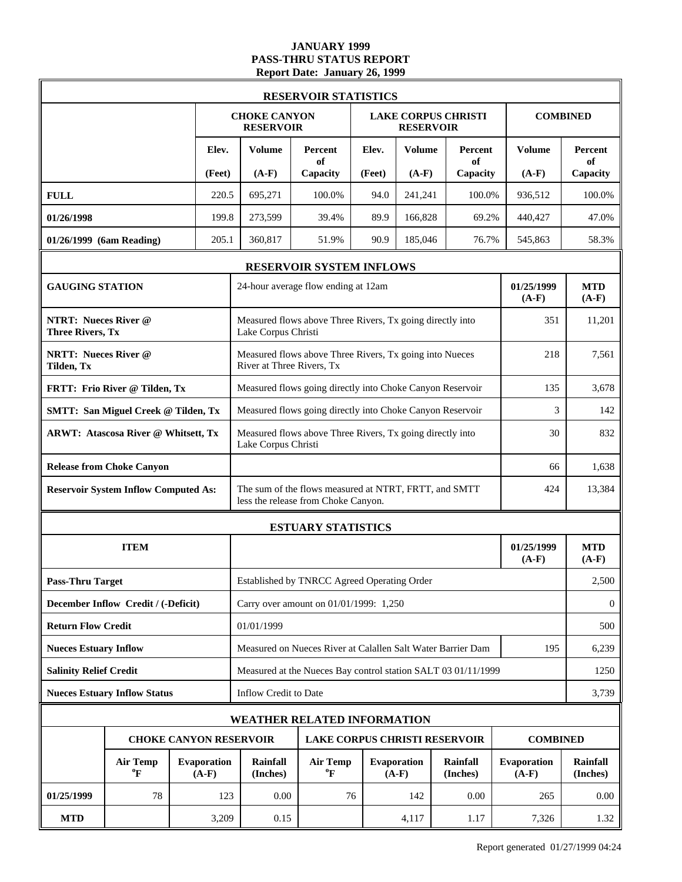# JANUARY 1999
## PASS-THRU STATUS REPORT
### Report Date: January 26, 1999

**RESERVOIR STATISTICS**

| | CHOKE CANYON RESERVOIR | | | LAKE CORPUS CHRISTI RESERVOIR | | | COMBINED | |
|---|---|---|---|---|---|---|---|---|
| | Elev. (Feet) | Volume (A-F) | Percent of Capacity | Elev. (Feet) | Volume (A-F) | Percent of Capacity | Volume (A-F) | Percent of Capacity |
| **FULL** | 220.5 | 695,271 | 100.0% | 94.0 | 241,241 | 100.0% | 936,512 | 100.0% |
| **01/26/1998** | 199.8 | 273,599 | 39.4% | 89.9 | 166,828 | 69.2% | 440,427 | 47.0% |
| **01/26/1999 (6am Reading)** | 205.1 | 360,817 | 51.9% | 90.9 | 185,046 | 76.7% | 545,863 | 58.3% |

**RESERVOIR SYSTEM INFLOWS**

| GAUGING STATION | 24-hour average flow ending at 12am | 01/25/1999 (A-F) | MTD (A-F) |
|---|---|---|---|
| **NTRT: Nueces River @ Three Rivers, Tx** | Measured flows above Three Rivers, Tx going directly into Lake Corpus Christi | 351 | 11,201 |
| **NRTT: Nueces River @ Tilden, Tx** | Measured flows above Three Rivers, Tx going into Nueces River at Three Rivers, Tx | 218 | 7,561 |
| **FRTT: Frio River @ Tilden, Tx** | Measured flows going directly into Choke Canyon Reservoir | 135 | 3,678 |
| **SMTT: San Miguel Creek @ Tilden, Tx** | Measured flows going directly into Choke Canyon Reservoir | 3 | 142 |
| **ARWT: Atascosa River @ Whitsett, Tx** | Measured flows above Three Rivers, Tx going directly into Lake Corpus Christi | 30 | 832 |
| **Release from Choke Canyon** | | 66 | 1,638 |
| **Reservoir System Inflow Computed As:** | The sum of the flows measured at NTRT, FRTT, and SMTT less the release from Choke Canyon. | 424 | 13,384 |

**ESTUARY STATISTICS**

| ITEM | | 01/25/1999 (A-F) | MTD (A-F) |
|---|---|---|---|
| **Pass-Thru Target** | Established by TNRCC Agreed Operating Order | | 2,500 |
| **December Inflow Credit / (-Deficit)** | Carry over amount on 01/01/1999: 1,250 | | 0 |
| **Return Flow Credit** | 01/01/1999 | | 500 |
| **Nueces Estuary Inflow** | Measured on Nueces River at Calallen Salt Water Barrier Dam | 195 | 6,239 |
| **Salinity Relief Credit** | Measured at the Nueces Bay control station SALT 03 01/11/1999 | | 1250 |
| **Nueces Estuary Inflow Status** | Inflow Credit to Date | | 3,739 |

**WEATHER RELATED INFORMATION**

| | CHOKE CANYON RESERVOIR | | | LAKE CORPUS CHRISTI RESERVOIR | | | COMBINED | |
|---|---|---|---|---|---|---|---|---|
| | Air Temp °F | Evaporation (A-F) | Rainfall (Inches) | Air Temp °F | Evaporation (A-F) | Rainfall (Inches) | Evaporation (A-F) | Rainfall (Inches) |
| **01/25/1999** | 78 | 123 | 0.00 | 76 | 142 | 0.00 | 265 | 0.00 |
| **MTD** | | 3,209 | 0.15 | | 4,117 | 1.17 | 7,326 | 1.32 |

Report generated 01/27/1999 04:24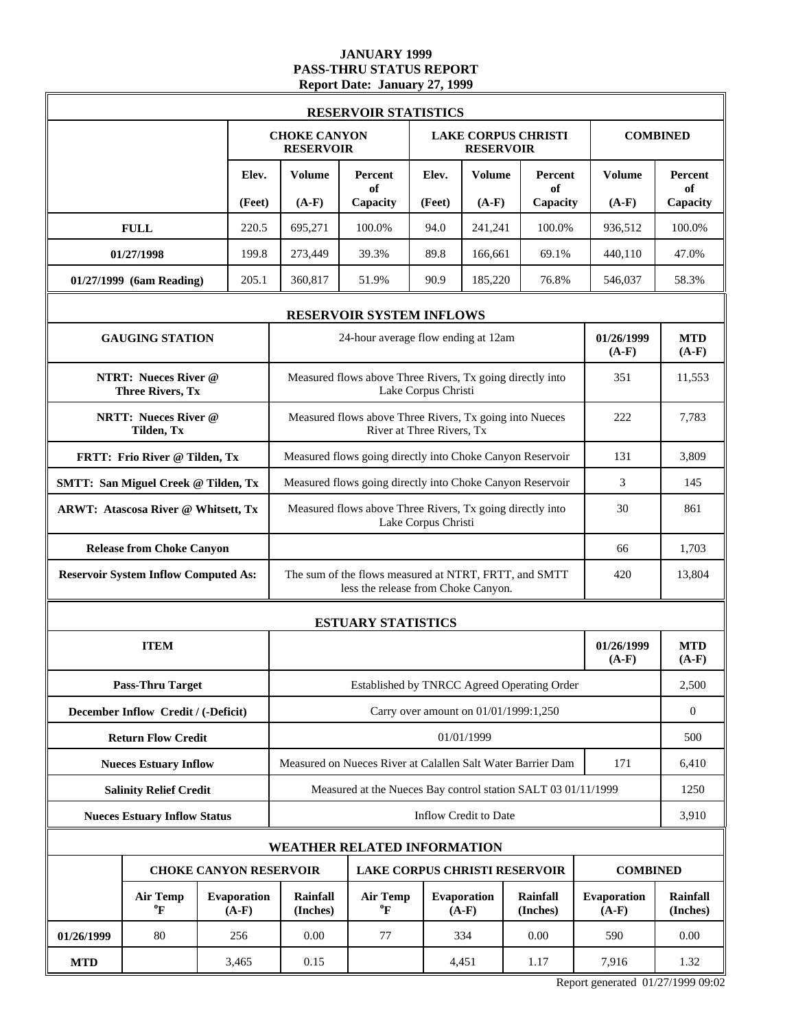# JANUARY 1999
# PASS-THRU STATUS REPORT
**Report Date: January 27, 1999**

## RESERVOIR STATISTICS

| | CHOKE CANYON RESERVOIR | | | LAKE CORPUS CHRISTI RESERVOIR | | | COMBINED | |
|---|---|---|---|---|---|---|---|---|
| | Elev. (Feet) | Volume (A-F) | Percent of Capacity | Elev. (Feet) | Volume (A-F) | Percent of Capacity | Volume (A-F) | Percent of Capacity |
| **FULL** | 220.5 | 695,271 | 100.0% | 94.0 | 241,241 | 100.0% | 936,512 | 100.0% |
| **01/27/1998** | 199.8 | 273,449 | 39.3% | 89.8 | 166,661 | 69.1% | 440,110 | 47.0% |
| **01/27/1999 (6am Reading)** | 205.1 | 360,817 | 51.9% | 90.9 | 185,220 | 76.8% | 546,037 | 58.3% |

## RESERVOIR SYSTEM INFLOWS

| GAUGING STATION | 24-hour average flow ending at 12am | 01/26/1999 (A-F) | MTD (A-F) |
|---|---|---|---|
| **NTRT: Nueces River @ Three Rivers, Tx** | Measured flows above Three Rivers, Tx going directly into Lake Corpus Christi | 351 | 11,553 |
| **NRTT: Nueces River @ Tilden, Tx** | Measured flows above Three Rivers, Tx going into Nueces River at Three Rivers, Tx | 222 | 7,783 |
| **FRTT: Frio River @ Tilden, Tx** | Measured flows going directly into Choke Canyon Reservoir | 131 | 3,809 |
| **SMTT: San Miguel Creek @ Tilden, Tx** | Measured flows going directly into Choke Canyon Reservoir | 3 | 145 |
| **ARWT: Atascosa River @ Whitsett, Tx** | Measured flows above Three Rivers, Tx going directly into Lake Corpus Christi | 30 | 861 |
| **Release from Choke Canyon** | | 66 | 1,703 |
| **Reservoir System Inflow Computed As:** | The sum of the flows measured at NTRT, FRTT, and SMTT less the release from Choke Canyon. | 420 | 13,804 |

## ESTUARY STATISTICS

| ITEM | | 01/26/1999 (A-F) | MTD (A-F) |
|---|---|---|---|
| **Pass-Thru Target** | Established by TNRCC Agreed Operating Order | | 2,500 |
| **December Inflow Credit / (-Deficit)** | Carry over amount on 01/01/1999:1,250 | | 0 |
| **Return Flow Credit** | 01/01/1999 | | 500 |
| **Nueces Estuary Inflow** | Measured on Nueces River at Calallen Salt Water Barrier Dam | 171 | 6,410 |
| **Salinity Relief Credit** | Measured at the Nueces Bay control station SALT 03 01/11/1999 | | 1250 |
| **Nueces Estuary Inflow Status** | Inflow Credit to Date | | 3,910 |

## WEATHER RELATED INFORMATION

| | CHOKE CANYON RESERVOIR | | | LAKE CORPUS CHRISTI RESERVOIR | | | COMBINED | |
|---|---|---|---|---|---|---|---|---|
| | Air Temp °F | Evaporation (A-F) | Rainfall (Inches) | Air Temp °F | Evaporation (A-F) | Rainfall (Inches) | Evaporation (A-F) | Rainfall (Inches) |
| **01/26/1999** | 80 | 256 | 0.00 | 77 | 334 | 0.00 | 590 | 0.00 |
| **MTD** | | 3,465 | 0.15 | | 4,451 | 1.17 | 7,916 | 1.32 |

Report generated 01/27/1999 09:02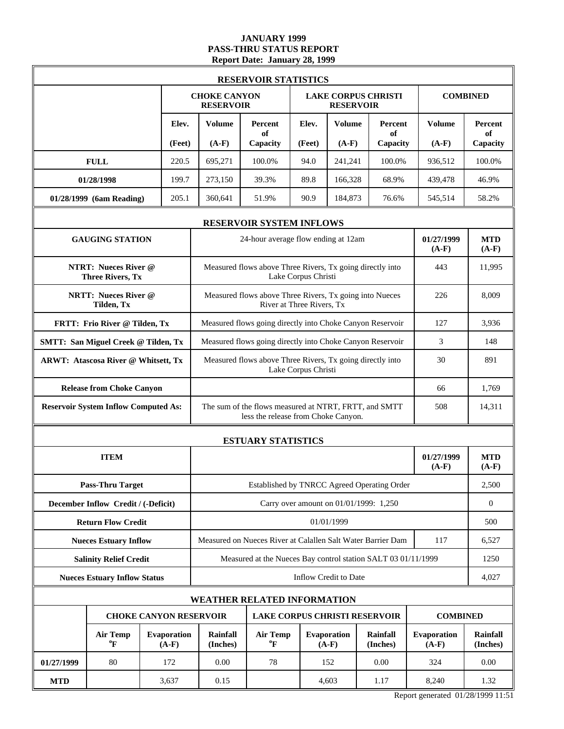# JANUARY 1999
## PASS-THRU STATUS REPORT
### Report Date: January 28, 1999

## RESERVOIR STATISTICS

| | CHOKE CANYON RESERVOIR | | | LAKE CORPUS CHRISTI RESERVOIR | | | COMBINED | |
|---|---|---|---|---|---|---|---|---|
| | Elev. (Feet) | Volume (A-F) | Percent of Capacity | Elev. (Feet) | Volume (A-F) | Percent of Capacity | Volume (A-F) | Percent of Capacity |
| **FULL** | 220.5 | 695,271 | 100.0% | 94.0 | 241,241 | 100.0% | 936,512 | 100.0% |
| **01/28/1998** | 199.7 | 273,150 | 39.3% | 89.8 | 166,328 | 68.9% | 439,478 | 46.9% |
| **01/28/1999 (6am Reading)** | 205.1 | 360,641 | 51.9% | 90.9 | 184,873 | 76.6% | 545,514 | 58.2% |

## RESERVOIR SYSTEM INFLOWS

| GAUGING STATION | 24-hour average flow ending at 12am | 01/27/1999 (A-F) | MTD (A-F) |
|---|---|---|---|
| **NTRT: Nueces River @ Three Rivers, Tx** | Measured flows above Three Rivers, Tx going directly into Lake Corpus Christi | 443 | 11,995 |
| **NRTT: Nueces River @ Tilden, Tx** | Measured flows above Three Rivers, Tx going into Nueces River at Three Rivers, Tx | 226 | 8,009 |
| **FRTT: Frio River @ Tilden, Tx** | Measured flows going directly into Choke Canyon Reservoir | 127 | 3,936 |
| **SMTT: San Miguel Creek @ Tilden, Tx** | Measured flows going directly into Choke Canyon Reservoir | 3 | 148 |
| **ARWT: Atascosa River @ Whitsett, Tx** | Measured flows above Three Rivers, Tx going directly into Lake Corpus Christi | 30 | 891 |
| **Release from Choke Canyon** | | 66 | 1,769 |
| **Reservoir System Inflow Computed As:** | The sum of the flows measured at NTRT, FRTT, and SMTT less the release from Choke Canyon. | 508 | 14,311 |

## ESTUARY STATISTICS

| ITEM | | 01/27/1999 (A-F) | MTD (A-F) |
|---|---|---|---|
| **Pass-Thru Target** | Established by TNRCC Agreed Operating Order | | 2,500 |
| **December Inflow Credit / (-Deficit)** | Carry over amount on 01/01/1999: 1,250 | | 0 |
| **Return Flow Credit** | 01/01/1999 | | 500 |
| **Nueces Estuary Inflow** | Measured on Nueces River at Calallen Salt Water Barrier Dam | 117 | 6,527 |
| **Salinity Relief Credit** | Measured at the Nueces Bay control station SALT 03 01/11/1999 | | 1250 |
| **Nueces Estuary Inflow Status** | Inflow Credit to Date | | 4,027 |

## WEATHER RELATED INFORMATION

| | CHOKE CANYON RESERVOIR | | | LAKE CORPUS CHRISTI RESERVOIR | | | COMBINED | |
|---|---|---|---|---|---|---|---|---|
| | Air Temp °F | Evaporation (A-F) | Rainfall (Inches) | Air Temp °F | Evaporation (A-F) | Rainfall (Inches) | Evaporation (A-F) | Rainfall (Inches) |
| **01/27/1999** | 80 | 172 | 0.00 | 78 | 152 | 0.00 | 324 | 0.00 |
| **MTD** | | 3,637 | 0.15 | | 4,603 | 1.17 | 8,240 | 1.32 |

Report generated 01/28/1999 11:51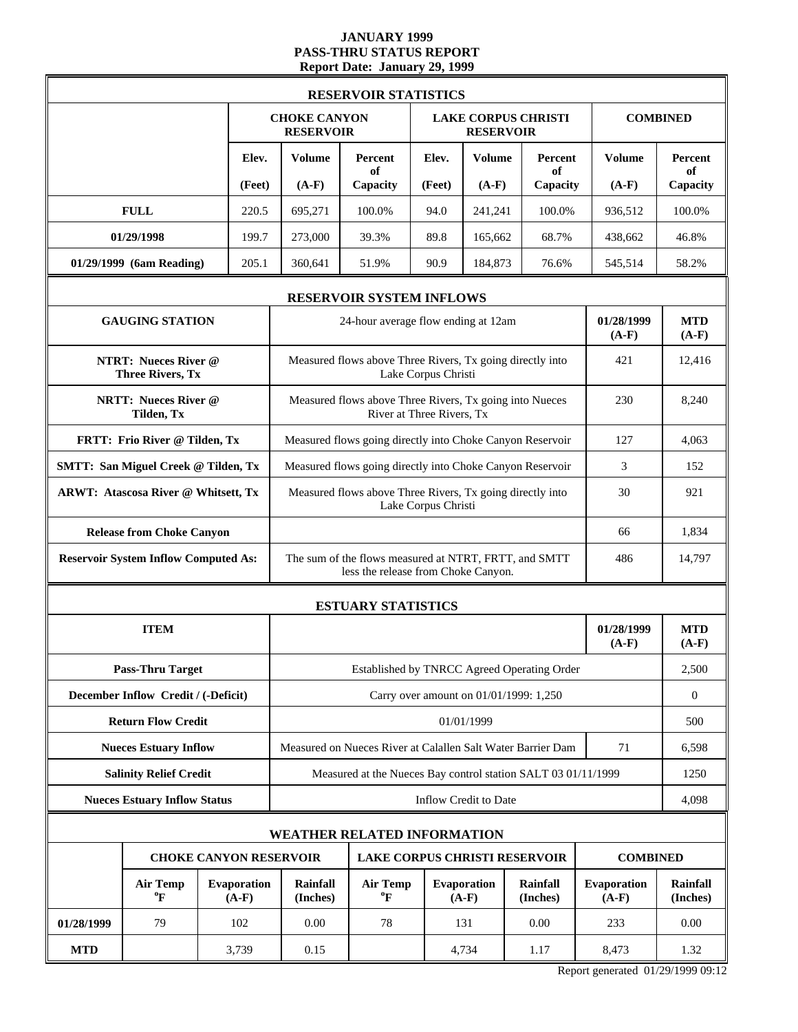# JANUARY 1999
## PASS-THRU STATUS REPORT
### Report Date: January 29, 1999

## RESERVOIR STATISTICS

| | CHOKE CANYON RESERVOIR | | | LAKE CORPUS CHRISTI RESERVOIR | | | COMBINED | |
|---|---|---|---|---|---|---|---|---|
| | Elev. (Feet) | Volume (A-F) | Percent of Capacity | Elev. (Feet) | Volume (A-F) | Percent of Capacity | Volume (A-F) | Percent of Capacity |
| **FULL** | 220.5 | 695,271 | 100.0% | 94.0 | 241,241 | 100.0% | 936,512 | 100.0% |
| **01/29/1998** | 199.7 | 273,000 | 39.3% | 89.8 | 165,662 | 68.7% | 438,662 | 46.8% |
| **01/29/1999 (6am Reading)** | 205.1 | 360,641 | 51.9% | 90.9 | 184,873 | 76.6% | 545,514 | 58.2% |

## RESERVOIR SYSTEM INFLOWS

| GAUGING STATION | 24-hour average flow ending at 12am | 01/28/1999 (A-F) | MTD (A-F) |
|---|---|---|---|
| **NTRT: Nueces River @ Three Rivers, Tx** | Measured flows above Three Rivers, Tx going directly into Lake Corpus Christi | 421 | 12,416 |
| **NRTT: Nueces River @ Tilden, Tx** | Measured flows above Three Rivers, Tx going into Nueces River at Three Rivers, Tx | 230 | 8,240 |
| **FRTT: Frio River @ Tilden, Tx** | Measured flows going directly into Choke Canyon Reservoir | 127 | 4,063 |
| **SMTT: San Miguel Creek @ Tilden, Tx** | Measured flows going directly into Choke Canyon Reservoir | 3 | 152 |
| **ARWT: Atascosa River @ Whitsett, Tx** | Measured flows above Three Rivers, Tx going directly into Lake Corpus Christi | 30 | 921 |
| **Release from Choke Canyon** | | 66 | 1,834 |
| **Reservoir System Inflow Computed As:** | The sum of the flows measured at NTRT, FRTT, and SMTT less the release from Choke Canyon. | 486 | 14,797 |

## ESTUARY STATISTICS

| ITEM | | 01/28/1999 (A-F) | MTD (A-F) |
|---|---|---|---|
| **Pass-Thru Target** | Established by TNRCC Agreed Operating Order | | 2,500 |
| **December Inflow Credit / (-Deficit)** | Carry over amount on 01/01/1999: 1,250 | | 0 |
| **Return Flow Credit** | 01/01/1999 | | 500 |
| **Nueces Estuary Inflow** | Measured on Nueces River at Calallen Salt Water Barrier Dam | 71 | 6,598 |
| **Salinity Relief Credit** | Measured at the Nueces Bay control station SALT 03 01/11/1999 | | 1250 |
| **Nueces Estuary Inflow Status** | Inflow Credit to Date | | 4,098 |

## WEATHER RELATED INFORMATION

| | CHOKE CANYON RESERVOIR | | | LAKE CORPUS CHRISTI RESERVOIR | | | COMBINED | |
|---|---|---|---|---|---|---|---|---|
| | Air Temp °F | Evaporation (A-F) | Rainfall (Inches) | Air Temp °F | Evaporation (A-F) | Rainfall (Inches) | Evaporation (A-F) | Rainfall (Inches) |
| **01/28/1999** | 79 | 102 | 0.00 | 78 | 131 | 0.00 | 233 | 0.00 |
| **MTD** | | 3,739 | 0.15 | | 4,734 | 1.17 | 8,473 | 1.32 |

Report generated 01/29/1999 09:12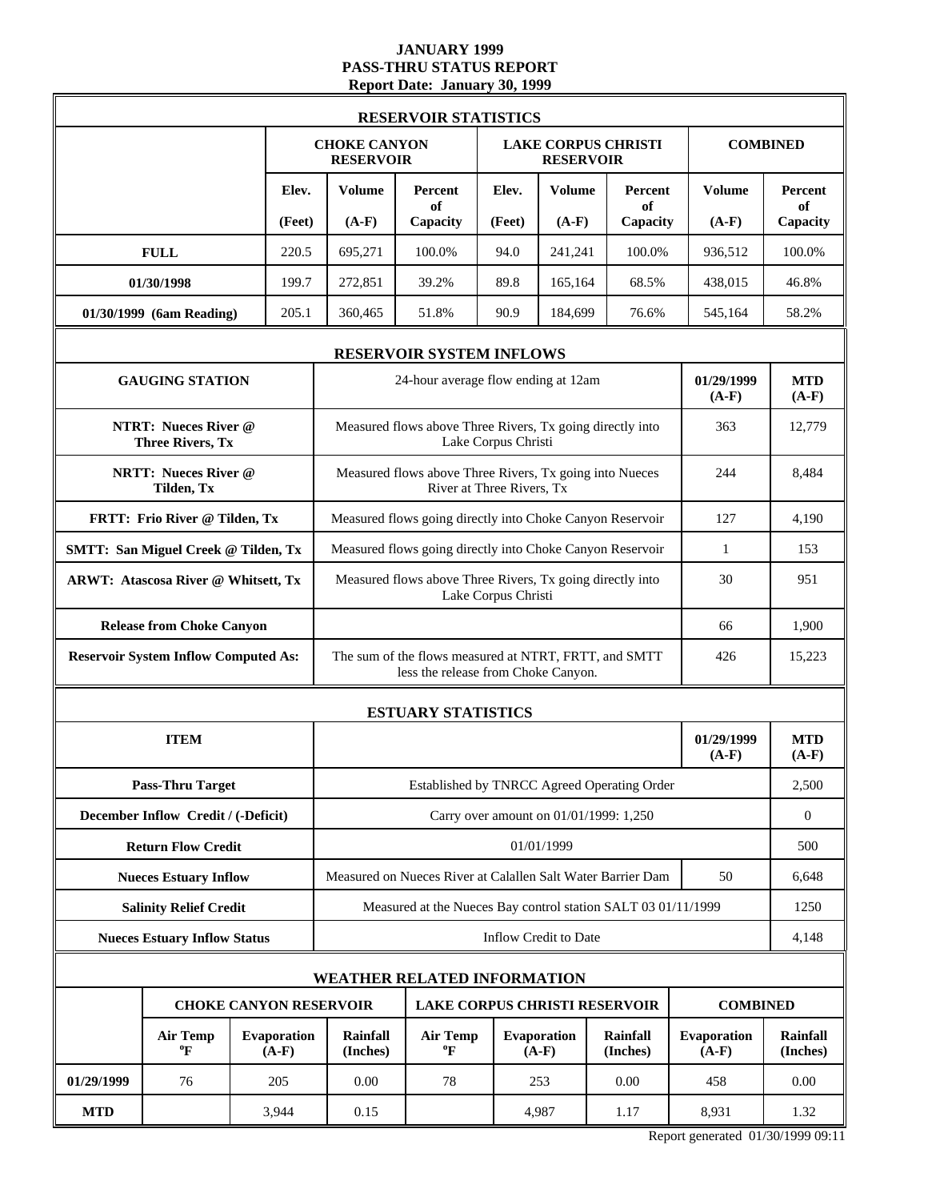# JANUARY 1999
# PASS-THRU STATUS REPORT
### Report Date: January 30, 1999

## RESERVOIR STATISTICS

| | CHOKE CANYON RESERVOIR | | | LAKE CORPUS CHRISTI RESERVOIR | | | COMBINED | |
|---|---|---|---|---|---|---|---|---|
| | Elev. (Feet) | Volume (A-F) | Percent of Capacity | Elev. (Feet) | Volume (A-F) | Percent of Capacity | Volume (A-F) | Percent of Capacity |
| **FULL** | 220.5 | 695,271 | 100.0% | 94.0 | 241,241 | 100.0% | 936,512 | 100.0% |
| **01/30/1998** | 199.7 | 272,851 | 39.2% | 89.8 | 165,164 | 68.5% | 438,015 | 46.8% |
| **01/30/1999 (6am Reading)** | 205.1 | 360,465 | 51.8% | 90.9 | 184,699 | 76.6% | 545,164 | 58.2% |

## RESERVOIR SYSTEM INFLOWS

| GAUGING STATION | 24-hour average flow ending at 12am | 01/29/1999 (A-F) | MTD (A-F) |
|---|---|---|---|
| **NTRT: Nueces River @ Three Rivers, Tx** | Measured flows above Three Rivers, Tx going directly into Lake Corpus Christi | 363 | 12,779 |
| **NRTT: Nueces River @ Tilden, Tx** | Measured flows above Three Rivers, Tx going into Nueces River at Three Rivers, Tx | 244 | 8,484 |
| **FRTT: Frio River @ Tilden, Tx** | Measured flows going directly into Choke Canyon Reservoir | 127 | 4,190 |
| **SMTT: San Miguel Creek @ Tilden, Tx** | Measured flows going directly into Choke Canyon Reservoir | 1 | 153 |
| **ARWT: Atascosa River @ Whitsett, Tx** | Measured flows above Three Rivers, Tx going directly into Lake Corpus Christi | 30 | 951 |
| **Release from Choke Canyon** | | 66 | 1,900 |
| **Reservoir System Inflow Computed As:** | The sum of the flows measured at NTRT, FRTT, and SMTT less the release from Choke Canyon. | 426 | 15,223 |

## ESTUARY STATISTICS

| ITEM | | 01/29/1999 (A-F) | MTD (A-F) |
|---|---|---|---|
| **Pass-Thru Target** | Established by TNRCC Agreed Operating Order | | 2,500 |
| **December Inflow Credit / (-Deficit)** | Carry over amount on 01/01/1999: 1,250 | | 0 |
| **Return Flow Credit** | 01/01/1999 | | 500 |
| **Nueces Estuary Inflow** | Measured on Nueces River at Calallen Salt Water Barrier Dam | 50 | 6,648 |
| **Salinity Relief Credit** | Measured at the Nueces Bay control station SALT 03 01/11/1999 | | 1250 |
| **Nueces Estuary Inflow Status** | Inflow Credit to Date | | 4,148 |

## WEATHER RELATED INFORMATION

| | CHOKE CANYON RESERVOIR | | | LAKE CORPUS CHRISTI RESERVOIR | | | COMBINED | |
|---|---|---|---|---|---|---|---|---|
| | Air Temp °F | Evaporation (A-F) | Rainfall (Inches) | Air Temp °F | Evaporation (A-F) | Rainfall (Inches) | Evaporation (A-F) | Rainfall (Inches) |
| **01/29/1999** | 76 | 205 | 0.00 | 78 | 253 | 0.00 | 458 | 0.00 |
| **MTD** | | 3,944 | 0.15 | | 4,987 | 1.17 | 8,931 | 1.32 |

Report generated 01/30/1999 09:11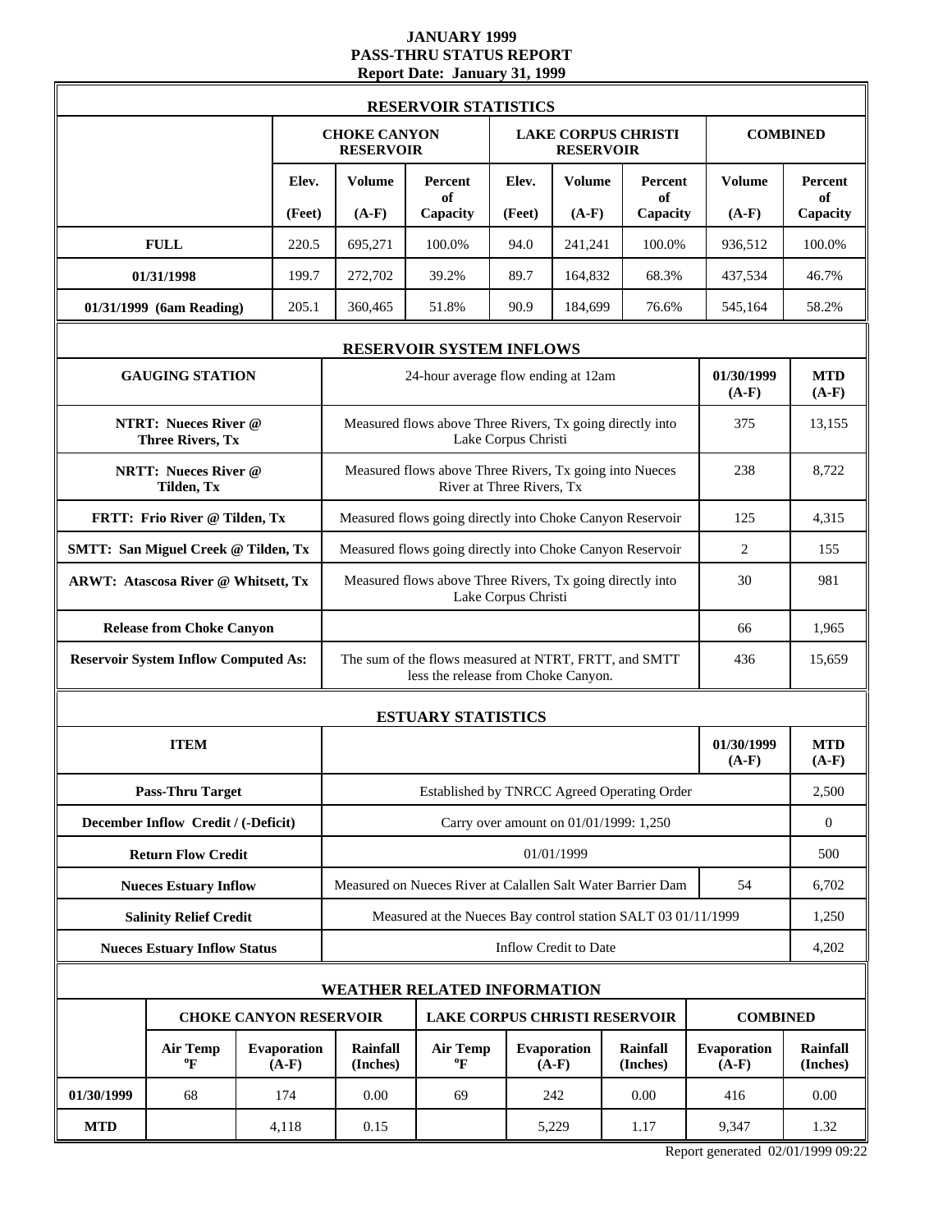# JANUARY 1999
## PASS-THRU STATUS REPORT
### Report Date: January 31, 1999

**RESERVOIR STATISTICS**

| | CHOKE CANYON RESERVOIR | | | LAKE CORPUS CHRISTI RESERVOIR | | | COMBINED | |
|---|---|---|---|---|---|---|---|---|
| | Elev. (Feet) | Volume (A-F) | Percent of Capacity | Elev. (Feet) | Volume (A-F) | Percent of Capacity | Volume (A-F) | Percent of Capacity |
| FULL | 220.5 | 695,271 | 100.0% | 94.0 | 241,241 | 100.0% | 936,512 | 100.0% |
| 01/31/1998 | 199.7 | 272,702 | 39.2% | 89.7 | 164,832 | 68.3% | 437,534 | 46.7% |
| 01/31/1999 (6am Reading) | 205.1 | 360,465 | 51.8% | 90.9 | 184,699 | 76.6% | 545,164 | 58.2% |

**RESERVOIR SYSTEM INFLOWS**

| GAUGING STATION | 24-hour average flow ending at 12am | 01/30/1999 (A-F) | MTD (A-F) |
|---|---|---|---|
| NTRT: Nueces River @ Three Rivers, Tx | Measured flows above Three Rivers, Tx going directly into Lake Corpus Christi | 375 | 13,155 |
| NRTT: Nueces River @ Tilden, Tx | Measured flows above Three Rivers, Tx going into Nueces River at Three Rivers, Tx | 238 | 8,722 |
| FRTT: Frio River @ Tilden, Tx | Measured flows going directly into Choke Canyon Reservoir | 125 | 4,315 |
| SMTT: San Miguel Creek @ Tilden, Tx | Measured flows going directly into Choke Canyon Reservoir | 2 | 155 |
| ARWT: Atascosa River @ Whitsett, Tx | Measured flows above Three Rivers, Tx going directly into Lake Corpus Christi | 30 | 981 |
| Release from Choke Canyon | | 66 | 1,965 |
| Reservoir System Inflow Computed As: | The sum of the flows measured at NTRT, FRTT, and SMTT less the release from Choke Canyon. | 436 | 15,659 |

**ESTUARY STATISTICS**

| ITEM | | 01/30/1999 (A-F) | MTD (A-F) |
|---|---|---|---|
| Pass-Thru Target | Established by TNRCC Agreed Operating Order | | 2,500 |
| December Inflow Credit / (-Deficit) | Carry over amount on 01/01/1999: 1,250 | | 0 |
| Return Flow Credit | 01/01/1999 | | 500 |
| Nueces Estuary Inflow | Measured on Nueces River at Calallen Salt Water Barrier Dam | 54 | 6,702 |
| Salinity Relief Credit | Measured at the Nueces Bay control station SALT 03 01/11/1999 | | 1,250 |
| Nueces Estuary Inflow Status | Inflow Credit to Date | | 4,202 |

**WEATHER RELATED INFORMATION**

| | CHOKE CANYON RESERVOIR | | | LAKE CORPUS CHRISTI RESERVOIR | | | COMBINED | |
|---|---|---|---|---|---|---|---|---|
| | Air Temp °F | Evaporation (A-F) | Rainfall (Inches) | Air Temp °F | Evaporation (A-F) | Rainfall (Inches) | Evaporation (A-F) | Rainfall (Inches) |
| 01/30/1999 | 68 | 174 | 0.00 | 69 | 242 | 0.00 | 416 | 0.00 |
| MTD | | 4,118 | 0.15 | | 5,229 | 1.17 | 9,347 | 1.32 |

Report generated 02/01/1999 09:22